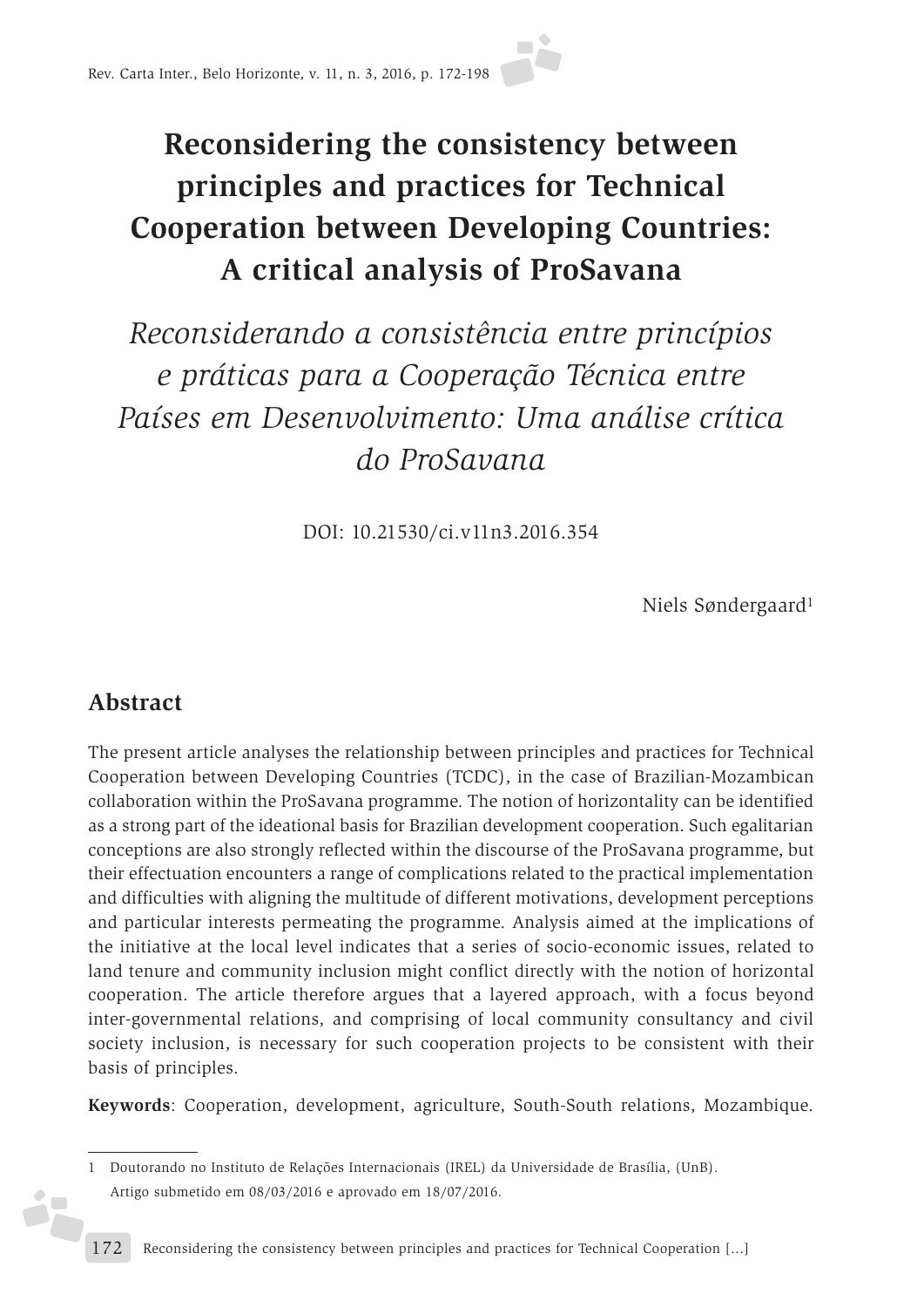# Reconsidering the consistency between principles and practices for Technical Cooperation between Developing Countries: A critical analysis of ProSavana

## *Reconsiderando a consistência entre princípios e práticas para a Cooperação Técnica entre Países em Desenvolvimento: Uma análise crítica do ProSavana*

DOI: 10.21530/ci.v11n3.2016.354

Niels Søndergaard[1]

## Abstract

The present article analyses the relationship between principles and practices for Technical Cooperation between Developing Countries (TCDC), in the case of Brazilian-Mozambican collaboration within the ProSavana programme. The notion of horizontality can be identified as a strong part of the ideational basis for Brazilian development cooperation. Such egalitarian conceptions are also strongly reflected within the discourse of the ProSavana programme, but their effectuation encounters a range of complications related to the practical implementation and difficulties with aligning the multitude of different motivations, development perceptions and particular interests permeating the programme. Analysis aimed at the implications of the initiative at the local level indicates that a series of socio-economic issues, related to land tenure and community inclusion might conflict directly with the notion of horizontal cooperation. The article therefore argues that a layered approach, with a focus beyond inter-governmental relations, and comprising of local community consultancy and civil society inclusion, is necessary for such cooperation projects to be consistent with their basis of principles.

**Keywords**: Cooperation, development, agriculture, South-South relations, Mozambique.

---

1 Doutorando no Instituto de Relações Internacionais (IREL) da Universidade de Brasília, (UnB).
Artigo submetido em 08/03/2016 e aprovado em 18/07/2016.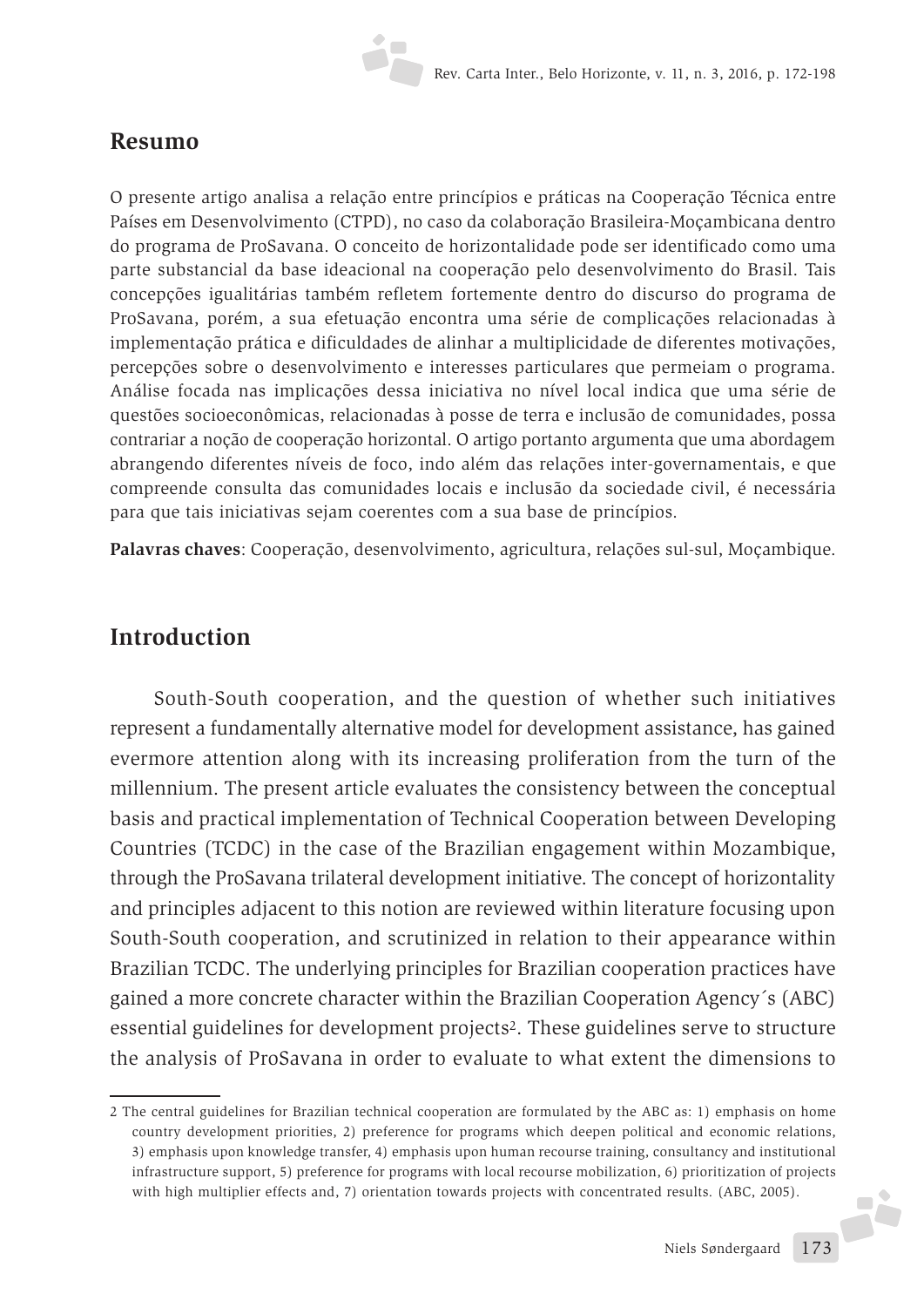## Resumo

O presente artigo analisa a relação entre princípios e práticas na Cooperação Técnica entre Países em Desenvolvimento (CTPD), no caso da colaboração Brasileira-Moçambicana dentro do programa de ProSavana. O conceito de horizontalidade pode ser identificado como uma parte substancial da base ideacional na cooperação pelo desenvolvimento do Brasil. Tais concepções igualitárias também refletem fortemente dentro do discurso do programa de ProSavana, porém, a sua efetuação encontra uma série de complicações relacionadas à implementação prática e dificuldades de alinhar a multiplicidade de diferentes motivações, percepções sobre o desenvolvimento e interesses particulares que permeiam o programa. Análise focada nas implicações dessa iniciativa no nível local indica que uma série de questões socioeconômicas, relacionadas à posse de terra e inclusão de comunidades, possa contrariar a noção de cooperação horizontal. O artigo portanto argumenta que uma abordagem abrangendo diferentes níveis de foco, indo além das relações inter-governamentais, e que compreende consulta das comunidades locais e inclusão da sociedade civil, é necessária para que tais iniciativas sejam coerentes com a sua base de princípios.

**Palavras chaves**: Cooperação, desenvolvimento, agricultura, relações sul-sul, Moçambique.

## Introduction

South-South cooperation, and the question of whether such initiatives represent a fundamentally alternative model for development assistance, has gained evermore attention along with its increasing proliferation from the turn of the millennium. The present article evaluates the consistency between the conceptual basis and practical implementation of Technical Cooperation between Developing Countries (TCDC) in the case of the Brazilian engagement within Mozambique, through the ProSavana trilateral development initiative. The concept of horizontality and principles adjacent to this notion are reviewed within literature focusing upon South-South cooperation, and scrutinized in relation to their appearance within Brazilian TCDC. The underlying principles for Brazilian cooperation practices have gained a more concrete character within the Brazilian Cooperation Agency´s (ABC) essential guidelines for development projects[2]. These guidelines serve to structure the analysis of ProSavana in order to evaluate to what extent the dimensions to

2 The central guidelines for Brazilian technical cooperation are formulated by the ABC as: 1) emphasis on home country development priorities, 2) preference for programs which deepen political and economic relations, 3) emphasis upon knowledge transfer, 4) emphasis upon human recourse training, consultancy and institutional infrastructure support, 5) preference for programs with local recourse mobilization, 6) prioritization of projects with high multiplier effects and, 7) orientation towards projects with concentrated results. (ABC, 2005).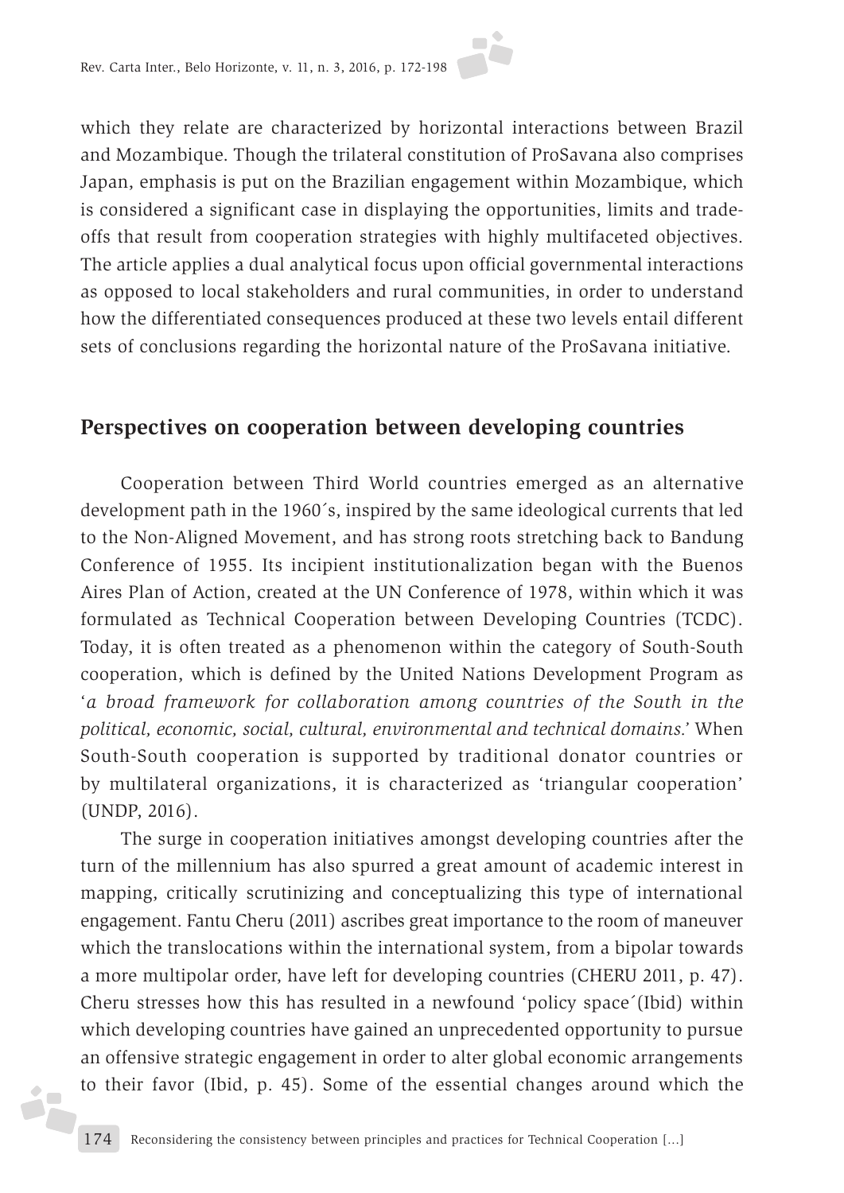which they relate are characterized by horizontal interactions between Brazil and Mozambique. Though the trilateral constitution of ProSavana also comprises Japan, emphasis is put on the Brazilian engagement within Mozambique, which is considered a significant case in displaying the opportunities, limits and trade-offs that result from cooperation strategies with highly multifaceted objectives. The article applies a dual analytical focus upon official governmental interactions as opposed to local stakeholders and rural communities, in order to understand how the differentiated consequences produced at these two levels entail different sets of conclusions regarding the horizontal nature of the ProSavana initiative.

## Perspectives on cooperation between developing countries

Cooperation between Third World countries emerged as an alternative development path in the 1960´s, inspired by the same ideological currents that led to the Non-Aligned Movement, and has strong roots stretching back to Bandung Conference of 1955. Its incipient institutionalization began with the Buenos Aires Plan of Action, created at the UN Conference of 1978, within which it was formulated as Technical Cooperation between Developing Countries (TCDC). Today, it is often treated as a phenomenon within the category of South-South cooperation, which is defined by the United Nations Development Program as '*a broad framework for collaboration among countries of the South in the political, economic, social, cultural, environmental and technical domains*.' When South-South cooperation is supported by traditional donator countries or by multilateral organizations, it is characterized as 'triangular cooperation' (UNDP, 2016).

The surge in cooperation initiatives amongst developing countries after the turn of the millennium has also spurred a great amount of academic interest in mapping, critically scrutinizing and conceptualizing this type of international engagement. Fantu Cheru (2011) ascribes great importance to the room of maneuver which the translocations within the international system, from a bipolar towards a more multipolar order, have left for developing countries (CHERU 2011, p. 47). Cheru stresses how this has resulted in a newfound 'policy space´(Ibid) within which developing countries have gained an unprecedented opportunity to pursue an offensive strategic engagement in order to alter global economic arrangements to their favor (Ibid, p. 45). Some of the essential changes around which the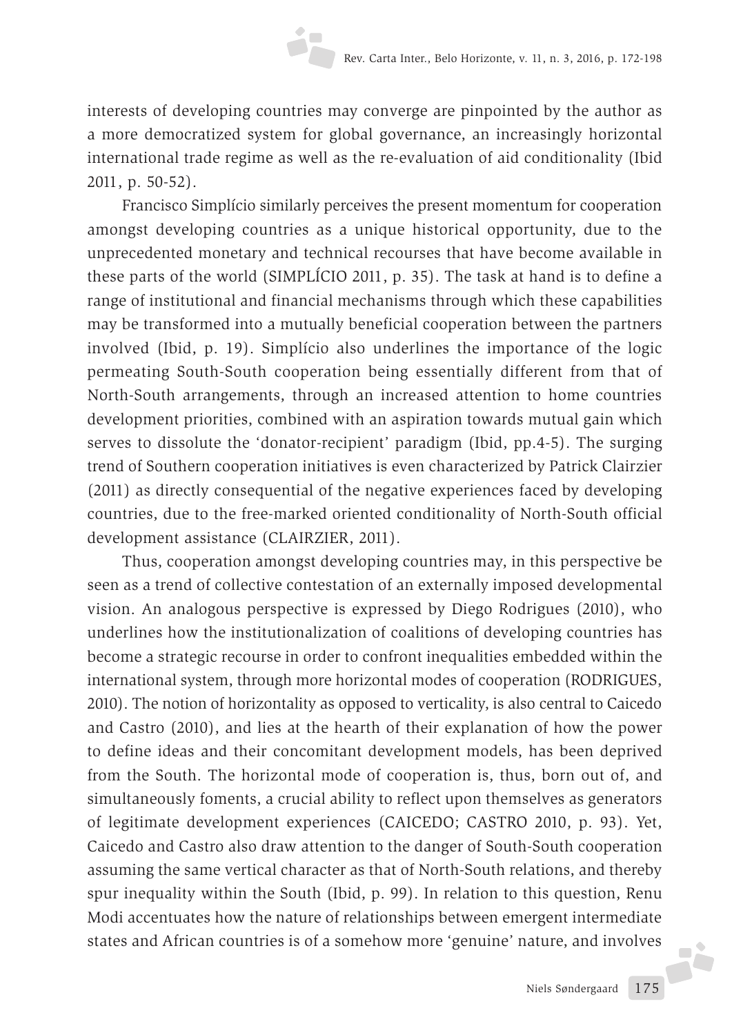interests of developing countries may converge are pinpointed by the author as a more democratized system for global governance, an increasingly horizontal international trade regime as well as the re-evaluation of aid conditionality (Ibid 2011, p. 50-52).

Francisco Simplício similarly perceives the present momentum for cooperation amongst developing countries as a unique historical opportunity, due to the unprecedented monetary and technical recourses that have become available in these parts of the world (SIMPLÍCIO 2011, p. 35). The task at hand is to define a range of institutional and financial mechanisms through which these capabilities may be transformed into a mutually beneficial cooperation between the partners involved (Ibid, p. 19). Simplício also underlines the importance of the logic permeating South-South cooperation being essentially different from that of North-South arrangements, through an increased attention to home countries development priorities, combined with an aspiration towards mutual gain which serves to dissolute the 'donator-recipient' paradigm (Ibid, pp.4-5). The surging trend of Southern cooperation initiatives is even characterized by Patrick Clairzier (2011) as directly consequential of the negative experiences faced by developing countries, due to the free-marked oriented conditionality of North-South official development assistance (CLAIRZIER, 2011).

Thus, cooperation amongst developing countries may, in this perspective be seen as a trend of collective contestation of an externally imposed developmental vision. An analogous perspective is expressed by Diego Rodrigues (2010), who underlines how the institutionalization of coalitions of developing countries has become a strategic recourse in order to confront inequalities embedded within the international system, through more horizontal modes of cooperation (RODRIGUES, 2010). The notion of horizontality as opposed to verticality, is also central to Caicedo and Castro (2010), and lies at the hearth of their explanation of how the power to define ideas and their concomitant development models, has been deprived from the South. The horizontal mode of cooperation is, thus, born out of, and simultaneously foments, a crucial ability to reflect upon themselves as generators of legitimate development experiences (CAICEDO; CASTRO 2010, p. 93). Yet, Caicedo and Castro also draw attention to the danger of South-South cooperation assuming the same vertical character as that of North-South relations, and thereby spur inequality within the South (Ibid, p. 99). In relation to this question, Renu Modi accentuates how the nature of relationships between emergent intermediate states and African countries is of a somehow more 'genuine' nature, and involves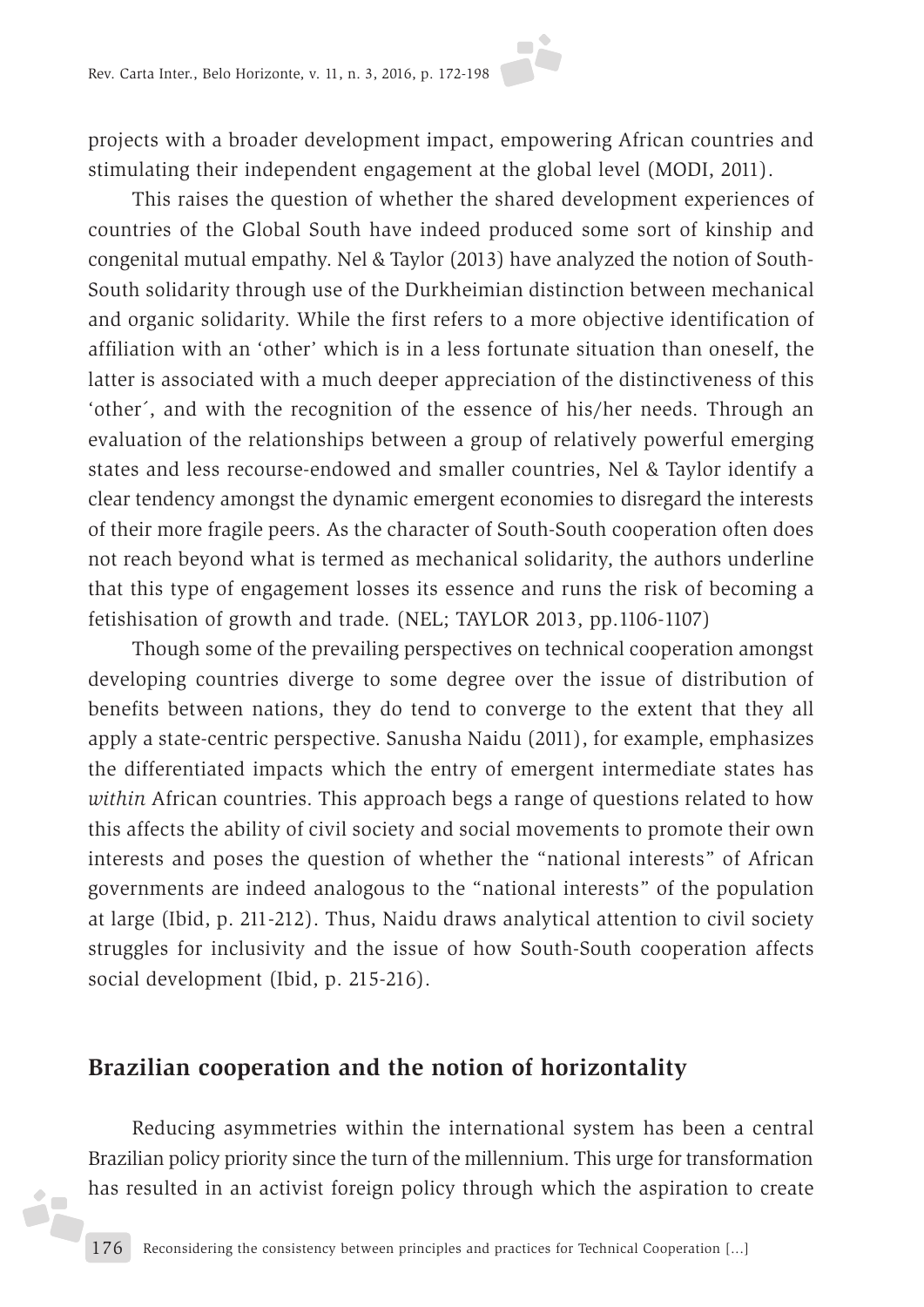projects with a broader development impact, empowering African countries and stimulating their independent engagement at the global level (MODI, 2011).

This raises the question of whether the shared development experiences of countries of the Global South have indeed produced some sort of kinship and congenital mutual empathy. Nel & Taylor (2013) have analyzed the notion of South-South solidarity through use of the Durkheimian distinction between mechanical and organic solidarity. While the first refers to a more objective identification of affiliation with an 'other' which is in a less fortunate situation than oneself, the latter is associated with a much deeper appreciation of the distinctiveness of this 'other´, and with the recognition of the essence of his/her needs. Through an evaluation of the relationships between a group of relatively powerful emerging states and less recourse-endowed and smaller countries, Nel & Taylor identify a clear tendency amongst the dynamic emergent economies to disregard the interests of their more fragile peers. As the character of South-South cooperation often does not reach beyond what is termed as mechanical solidarity, the authors underline that this type of engagement losses its essence and runs the risk of becoming a fetishisation of growth and trade. (NEL; TAYLOR 2013, pp.1106-1107)

Though some of the prevailing perspectives on technical cooperation amongst developing countries diverge to some degree over the issue of distribution of benefits between nations, they do tend to converge to the extent that they all apply a state-centric perspective. Sanusha Naidu (2011), for example, emphasizes the differentiated impacts which the entry of emergent intermediate states has *within* African countries. This approach begs a range of questions related to how this affects the ability of civil society and social movements to promote their own interests and poses the question of whether the "national interests" of African governments are indeed analogous to the "national interests" of the population at large (Ibid, p. 211-212). Thus, Naidu draws analytical attention to civil society struggles for inclusivity and the issue of how South-South cooperation affects social development (Ibid, p. 215-216).

## Brazilian cooperation and the notion of horizontality

Reducing asymmetries within the international system has been a central Brazilian policy priority since the turn of the millennium. This urge for transformation has resulted in an activist foreign policy through which the aspiration to create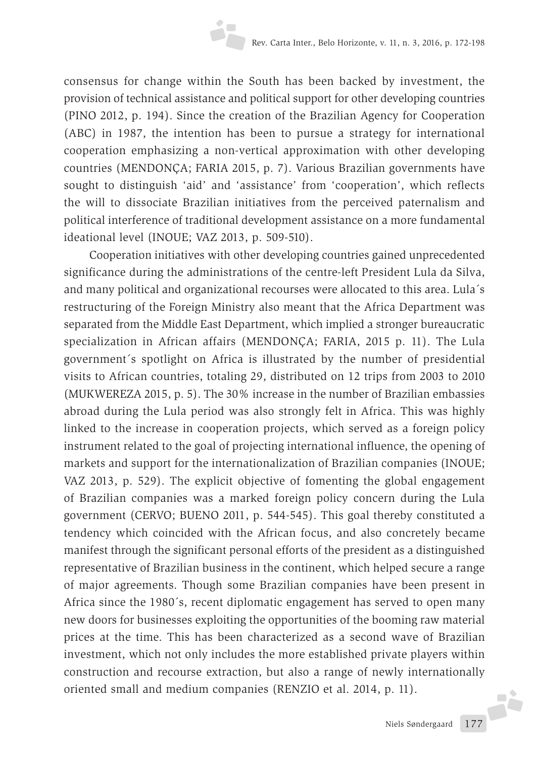consensus for change within the South has been backed by investment, the provision of technical assistance and political support for other developing countries (PINO 2012, p. 194). Since the creation of the Brazilian Agency for Cooperation (ABC) in 1987, the intention has been to pursue a strategy for international cooperation emphasizing a non-vertical approximation with other developing countries (MENDONÇA; FARIA 2015, p. 7). Various Brazilian governments have sought to distinguish 'aid' and 'assistance' from 'cooperation', which reflects the will to dissociate Brazilian initiatives from the perceived paternalism and political interference of traditional development assistance on a more fundamental ideational level (INOUE; VAZ 2013, p. 509-510).

Cooperation initiatives with other developing countries gained unprecedented significance during the administrations of the centre-left President Lula da Silva, and many political and organizational recourses were allocated to this area. Lula´s restructuring of the Foreign Ministry also meant that the Africa Department was separated from the Middle East Department, which implied a stronger bureaucratic specialization in African affairs (MENDONÇA; FARIA, 2015 p. 11). The Lula government´s spotlight on Africa is illustrated by the number of presidential visits to African countries, totaling 29, distributed on 12 trips from 2003 to 2010 (MUKWEREZA 2015, p. 5). The 30% increase in the number of Brazilian embassies abroad during the Lula period was also strongly felt in Africa. This was highly linked to the increase in cooperation projects, which served as a foreign policy instrument related to the goal of projecting international influence, the opening of markets and support for the internationalization of Brazilian companies (INOUE; VAZ 2013, p. 529). The explicit objective of fomenting the global engagement of Brazilian companies was a marked foreign policy concern during the Lula government (CERVO; BUENO 2011, p. 544-545). This goal thereby constituted a tendency which coincided with the African focus, and also concretely became manifest through the significant personal efforts of the president as a distinguished representative of Brazilian business in the continent, which helped secure a range of major agreements. Though some Brazilian companies have been present in Africa since the 1980´s, recent diplomatic engagement has served to open many new doors for businesses exploiting the opportunities of the booming raw material prices at the time. This has been characterized as a second wave of Brazilian investment, which not only includes the more established private players within construction and recourse extraction, but also a range of newly internationally oriented small and medium companies (RENZIO et al. 2014, p. 11).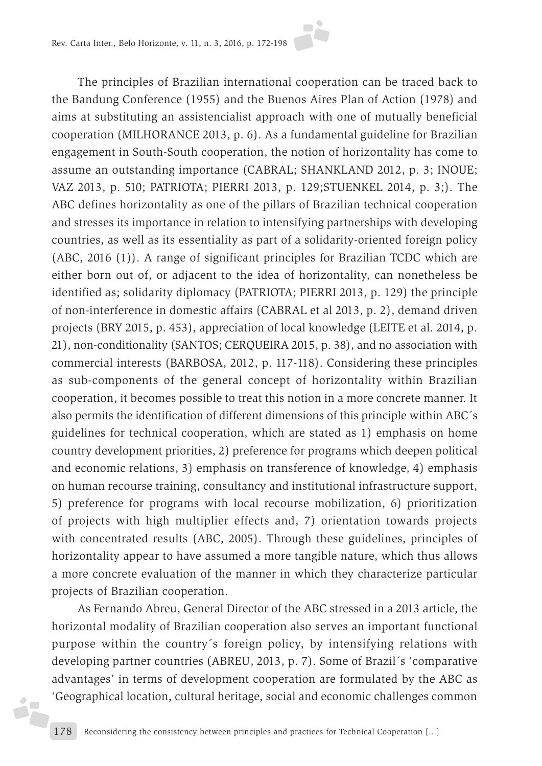The principles of Brazilian international cooperation can be traced back to the Bandung Conference (1955) and the Buenos Aires Plan of Action (1978) and aims at substituting an assistencialist approach with one of mutually beneficial cooperation (MILHORANCE 2013, p. 6). As a fundamental guideline for Brazilian engagement in South-South cooperation, the notion of horizontality has come to assume an outstanding importance (CABRAL; SHANKLAND 2012, p. 3; INOUE; VAZ 2013, p. 510; PATRIOTA; PIERRI 2013, p. 129;STUENKEL 2014, p. 3;). The ABC defines horizontality as one of the pillars of Brazilian technical cooperation and stresses its importance in relation to intensifying partnerships with developing countries, as well as its essentiality as part of a solidarity-oriented foreign policy (ABC, 2016 (1)). A range of significant principles for Brazilian TCDC which are either born out of, or adjacent to the idea of horizontality, can nonetheless be identified as; solidarity diplomacy (PATRIOTA; PIERRI 2013, p. 129) the principle of non-interference in domestic affairs (CABRAL et al 2013, p. 2), demand driven projects (BRY 2015, p. 453), appreciation of local knowledge (LEITE et al. 2014, p. 21), non-conditionality (SANTOS; CERQUEIRA 2015, p. 38), and no association with commercial interests (BARBOSA, 2012, p. 117-118). Considering these principles as sub-components of the general concept of horizontality within Brazilian cooperation, it becomes possible to treat this notion in a more concrete manner. It also permits the identification of different dimensions of this principle within ABC´s guidelines for technical cooperation, which are stated as 1) emphasis on home country development priorities, 2) preference for programs which deepen political and economic relations, 3) emphasis on transference of knowledge, 4) emphasis on human recourse training, consultancy and institutional infrastructure support, 5) preference for programs with local recourse mobilization, 6) prioritization of projects with high multiplier effects and, 7) orientation towards projects with concentrated results (ABC, 2005). Through these guidelines, principles of horizontality appear to have assumed a more tangible nature, which thus allows a more concrete evaluation of the manner in which they characterize particular projects of Brazilian cooperation.

As Fernando Abreu, General Director of the ABC stressed in a 2013 article, the horizontal modality of Brazilian cooperation also serves an important functional purpose within the country´s foreign policy, by intensifying relations with developing partner countries (ABREU, 2013, p. 7). Some of Brazil´s 'comparative advantages' in terms of development cooperation are formulated by the ABC as 'Geographical location, cultural heritage, social and economic challenges common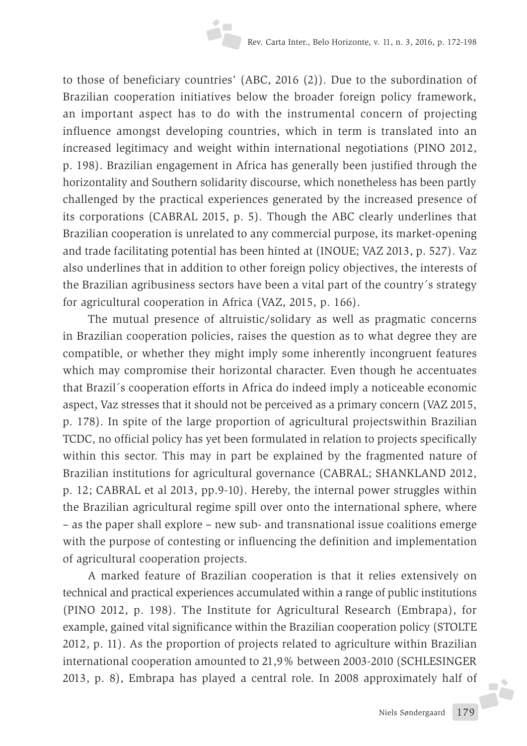to those of beneficiary countries' (ABC, 2016 (2)). Due to the subordination of Brazilian cooperation initiatives below the broader foreign policy framework, an important aspect has to do with the instrumental concern of projecting influence amongst developing countries, which in term is translated into an increased legitimacy and weight within international negotiations (PINO 2012, p. 198). Brazilian engagement in Africa has generally been justified through the horizontality and Southern solidarity discourse, which nonetheless has been partly challenged by the practical experiences generated by the increased presence of its corporations (CABRAL 2015, p. 5). Though the ABC clearly underlines that Brazilian cooperation is unrelated to any commercial purpose, its market-opening and trade facilitating potential has been hinted at (INOUE; VAZ 2013, p. 527). Vaz also underlines that in addition to other foreign policy objectives, the interests of the Brazilian agribusiness sectors have been a vital part of the country´s strategy for agricultural cooperation in Africa (VAZ, 2015, p. 166).

The mutual presence of altruistic/solidary as well as pragmatic concerns in Brazilian cooperation policies, raises the question as to what degree they are compatible, or whether they might imply some inherently incongruent features which may compromise their horizontal character. Even though he accentuates that Brazil´s cooperation efforts in Africa do indeed imply a noticeable economic aspect, Vaz stresses that it should not be perceived as a primary concern (VAZ 2015, p. 178). In spite of the large proportion of agricultural projectswithin Brazilian TCDC, no official policy has yet been formulated in relation to projects specifically within this sector. This may in part be explained by the fragmented nature of Brazilian institutions for agricultural governance (CABRAL; SHANKLAND 2012, p. 12; CABRAL et al 2013, pp.9-10). Hereby, the internal power struggles within the Brazilian agricultural regime spill over onto the international sphere, where – as the paper shall explore – new sub- and transnational issue coalitions emerge with the purpose of contesting or influencing the definition and implementation of agricultural cooperation projects.

A marked feature of Brazilian cooperation is that it relies extensively on technical and practical experiences accumulated within a range of public institutions (PINO 2012, p. 198). The Institute for Agricultural Research (Embrapa), for example, gained vital significance within the Brazilian cooperation policy (STOLTE 2012, p. 11). As the proportion of projects related to agriculture within Brazilian international cooperation amounted to 21,9% between 2003-2010 (SCHLESINGER 2013, p. 8), Embrapa has played a central role. In 2008 approximately half of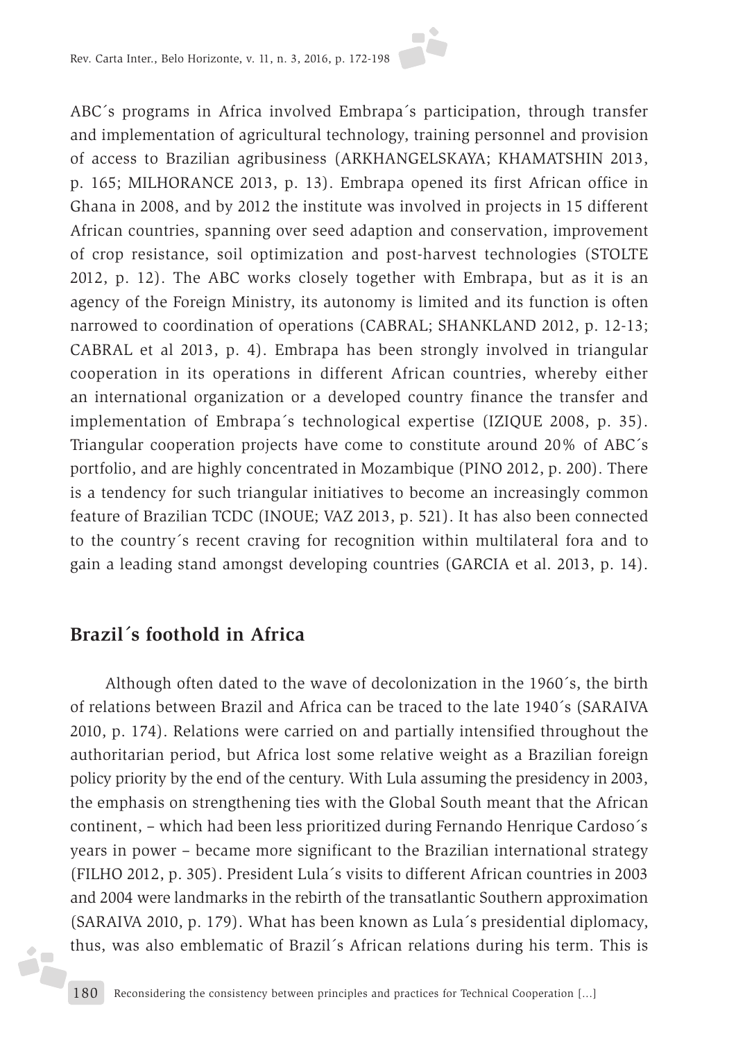ABC´s programs in Africa involved Embrapa´s participation, through transfer and implementation of agricultural technology, training personnel and provision of access to Brazilian agribusiness (ARKHANGELSKAYA; KHAMATSHIN 2013, p. 165; MILHORANCE 2013, p. 13). Embrapa opened its first African office in Ghana in 2008, and by 2012 the institute was involved in projects in 15 different African countries, spanning over seed adaption and conservation, improvement of crop resistance, soil optimization and post-harvest technologies (STOLTE 2012, p. 12). The ABC works closely together with Embrapa, but as it is an agency of the Foreign Ministry, its autonomy is limited and its function is often narrowed to coordination of operations (CABRAL; SHANKLAND 2012, p. 12-13; CABRAL et al 2013, p. 4). Embrapa has been strongly involved in triangular cooperation in its operations in different African countries, whereby either an international organization or a developed country finance the transfer and implementation of Embrapa´s technological expertise (IZIQUE 2008, p. 35). Triangular cooperation projects have come to constitute around 20% of ABC´s portfolio, and are highly concentrated in Mozambique (PINO 2012, p. 200). There is a tendency for such triangular initiatives to become an increasingly common feature of Brazilian TCDC (INOUE; VAZ 2013, p. 521). It has also been connected to the country´s recent craving for recognition within multilateral fora and to gain a leading stand amongst developing countries (GARCIA et al. 2013, p. 14).

## Brazil´s foothold in Africa

Although often dated to the wave of decolonization in the 1960´s, the birth of relations between Brazil and Africa can be traced to the late 1940´s (SARAIVA 2010, p. 174). Relations were carried on and partially intensified throughout the authoritarian period, but Africa lost some relative weight as a Brazilian foreign policy priority by the end of the century. With Lula assuming the presidency in 2003, the emphasis on strengthening ties with the Global South meant that the African continent, – which had been less prioritized during Fernando Henrique Cardoso´s years in power – became more significant to the Brazilian international strategy (FILHO 2012, p. 305). President Lula´s visits to different African countries in 2003 and 2004 were landmarks in the rebirth of the transatlantic Southern approximation (SARAIVA 2010, p. 179). What has been known as Lula´s presidential diplomacy, thus, was also emblematic of Brazil´s African relations during his term. This is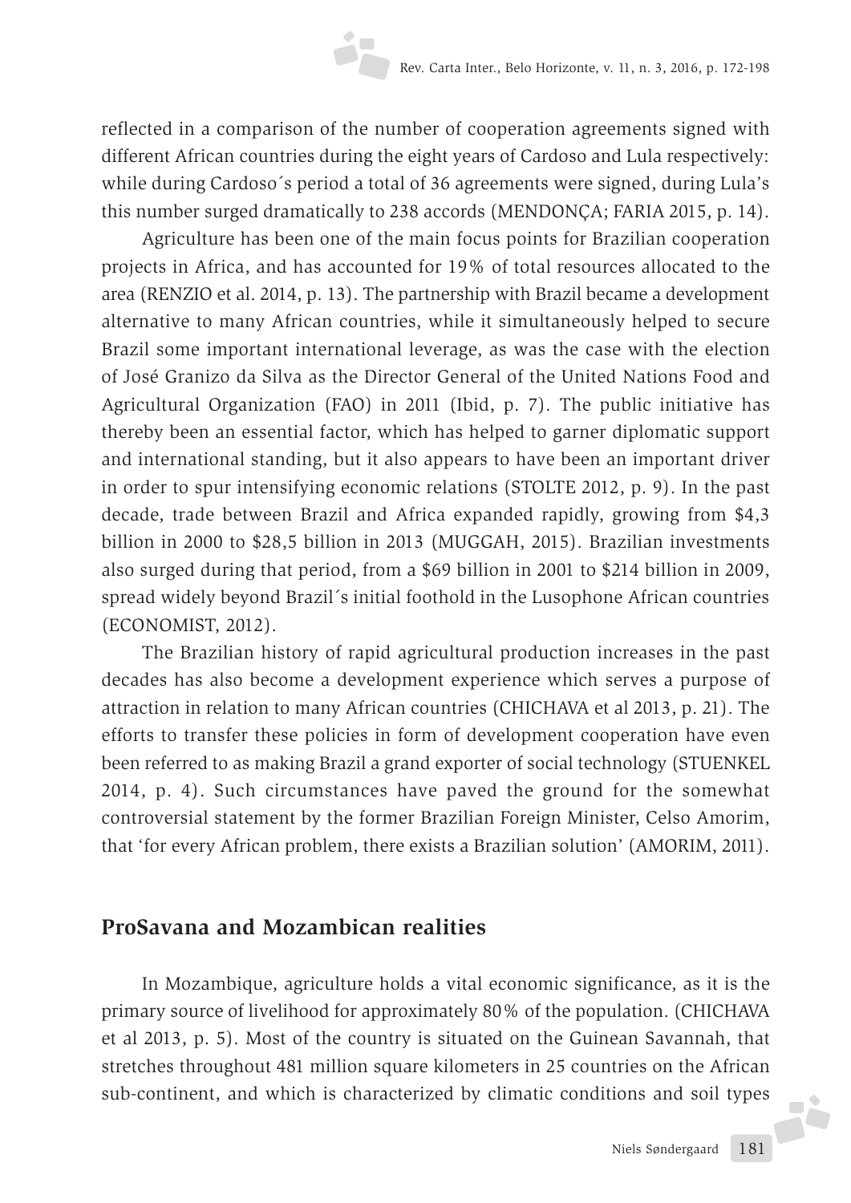reflected in a comparison of the number of cooperation agreements signed with different African countries during the eight years of Cardoso and Lula respectively: while during Cardoso´s period a total of 36 agreements were signed, during Lula's this number surged dramatically to 238 accords (MENDONÇA; FARIA 2015, p. 14).

Agriculture has been one of the main focus points for Brazilian cooperation projects in Africa, and has accounted for 19% of total resources allocated to the area (RENZIO et al. 2014, p. 13). The partnership with Brazil became a development alternative to many African countries, while it simultaneously helped to secure Brazil some important international leverage, as was the case with the election of José Granizo da Silva as the Director General of the United Nations Food and Agricultural Organization (FAO) in 2011 (Ibid, p. 7). The public initiative has thereby been an essential factor, which has helped to garner diplomatic support and international standing, but it also appears to have been an important driver in order to spur intensifying economic relations (STOLTE 2012, p. 9). In the past decade, trade between Brazil and Africa expanded rapidly, growing from $4,3 billion in 2000 to $28,5 billion in 2013 (MUGGAH, 2015). Brazilian investments also surged during that period, from a $69 billion in 2001 to $214 billion in 2009, spread widely beyond Brazil´s initial foothold in the Lusophone African countries (ECONOMIST, 2012).

The Brazilian history of rapid agricultural production increases in the past decades has also become a development experience which serves a purpose of attraction in relation to many African countries (CHICHAVA et al 2013, p. 21). The efforts to transfer these policies in form of development cooperation have even been referred to as making Brazil a grand exporter of social technology (STUENKEL 2014, p. 4). Such circumstances have paved the ground for the somewhat controversial statement by the former Brazilian Foreign Minister, Celso Amorim, that 'for every African problem, there exists a Brazilian solution' (AMORIM, 2011).

## ProSavana and Mozambican realities

In Mozambique, agriculture holds a vital economic significance, as it is the primary source of livelihood for approximately 80% of the population. (CHICHAVA et al 2013, p. 5). Most of the country is situated on the Guinean Savannah, that stretches throughout 481 million square kilometers in 25 countries on the African sub-continent, and which is characterized by climatic conditions and soil types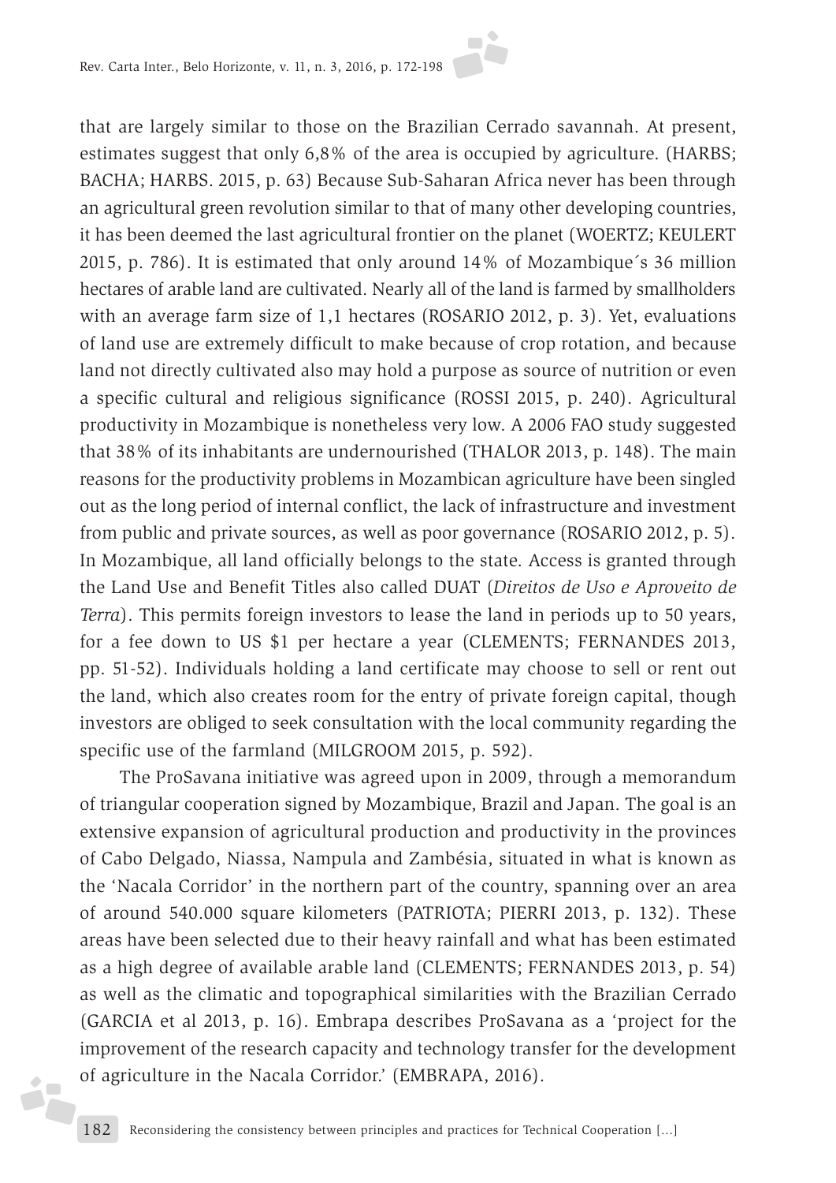that are largely similar to those on the Brazilian Cerrado savannah. At present, estimates suggest that only 6,8% of the area is occupied by agriculture. (HARBS; BACHA; HARBS. 2015, p. 63) Because Sub-Saharan Africa never has been through an agricultural green revolution similar to that of many other developing countries, it has been deemed the last agricultural frontier on the planet (WOERTZ; KEULERT 2015, p. 786). It is estimated that only around 14% of Mozambique´s 36 million hectares of arable land are cultivated. Nearly all of the land is farmed by smallholders with an average farm size of 1,1 hectares (ROSARIO 2012, p. 3). Yet, evaluations of land use are extremely difficult to make because of crop rotation, and because land not directly cultivated also may hold a purpose as source of nutrition or even a specific cultural and religious significance (ROSSI 2015, p. 240). Agricultural productivity in Mozambique is nonetheless very low. A 2006 FAO study suggested that 38% of its inhabitants are undernourished (THALOR 2013, p. 148). The main reasons for the productivity problems in Mozambican agriculture have been singled out as the long period of internal conflict, the lack of infrastructure and investment from public and private sources, as well as poor governance (ROSARIO 2012, p. 5). In Mozambique, all land officially belongs to the state. Access is granted through the Land Use and Benefit Titles also called DUAT (*Direitos de Uso e Aproveito de Terra*). This permits foreign investors to lease the land in periods up to 50 years, for a fee down to US $1 per hectare a year (CLEMENTS; FERNANDES 2013, pp. 51-52). Individuals holding a land certificate may choose to sell or rent out the land, which also creates room for the entry of private foreign capital, though investors are obliged to seek consultation with the local community regarding the specific use of the farmland (MILGROOM 2015, p. 592).

The ProSavana initiative was agreed upon in 2009, through a memorandum of triangular cooperation signed by Mozambique, Brazil and Japan. The goal is an extensive expansion of agricultural production and productivity in the provinces of Cabo Delgado, Niassa, Nampula and Zambésia, situated in what is known as the 'Nacala Corridor' in the northern part of the country, spanning over an area of around 540.000 square kilometers (PATRIOTA; PIERRI 2013, p. 132). These areas have been selected due to their heavy rainfall and what has been estimated as a high degree of available arable land (CLEMENTS; FERNANDES 2013, p. 54) as well as the climatic and topographical similarities with the Brazilian Cerrado (GARCIA et al 2013, p. 16). Embrapa describes ProSavana as a 'project for the improvement of the research capacity and technology transfer for the development of agriculture in the Nacala Corridor.' (EMBRAPA, 2016).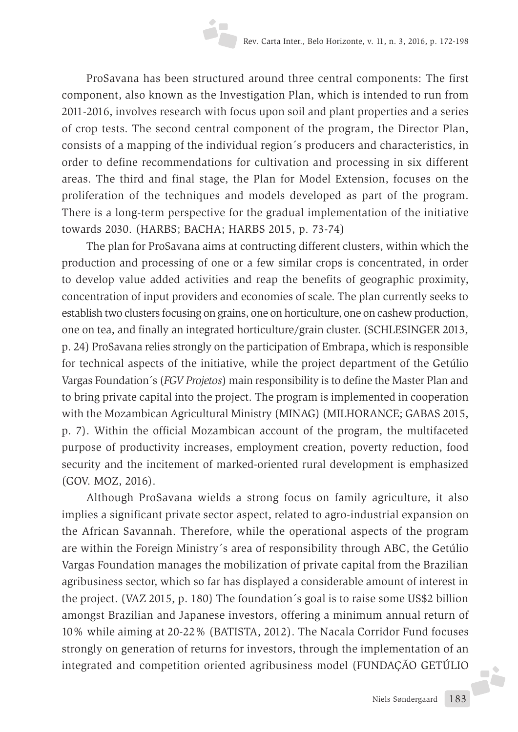ProSavana has been structured around three central components: The first component, also known as the Investigation Plan, which is intended to run from 2011-2016, involves research with focus upon soil and plant properties and a series of crop tests. The second central component of the program, the Director Plan, consists of a mapping of the individual region´s producers and characteristics, in order to define recommendations for cultivation and processing in six different areas. The third and final stage, the Plan for Model Extension, focuses on the proliferation of the techniques and models developed as part of the program. There is a long-term perspective for the gradual implementation of the initiative towards 2030. (HARBS; BACHA; HARBS 2015, p. 73-74)

The plan for ProSavana aims at contructing different clusters, within which the production and processing of one or a few similar crops is concentrated, in order to develop value added activities and reap the benefits of geographic proximity, concentration of input providers and economies of scale. The plan currently seeks to establish two clusters focusing on grains, one on horticulture, one on cashew production, one on tea, and finally an integrated horticulture/grain cluster. (SCHLESINGER 2013, p. 24) ProSavana relies strongly on the participation of Embrapa, which is responsible for technical aspects of the initiative, while the project department of the Getúlio Vargas Foundation´s (*FGV Projetos*) main responsibility is to define the Master Plan and to bring private capital into the project. The program is implemented in cooperation with the Mozambican Agricultural Ministry (MINAG) (MILHORANCE; GABAS 2015, p. 7). Within the official Mozambican account of the program, the multifaceted purpose of productivity increases, employment creation, poverty reduction, food security and the incitement of marked-oriented rural development is emphasized (GOV. MOZ, 2016).

Although ProSavana wields a strong focus on family agriculture, it also implies a significant private sector aspect, related to agro-industrial expansion on the African Savannah. Therefore, while the operational aspects of the program are within the Foreign Ministry´s area of responsibility through ABC, the Getúlio Vargas Foundation manages the mobilization of private capital from the Brazilian agribusiness sector, which so far has displayed a considerable amount of interest in the project. (VAZ 2015, p. 180) The foundation´s goal is to raise some US$2 billion amongst Brazilian and Japanese investors, offering a minimum annual return of 10% while aiming at 20-22% (BATISTA, 2012). The Nacala Corridor Fund focuses strongly on generation of returns for investors, through the implementation of an integrated and competition oriented agribusiness model (FUNDAÇÃO GETÚLIO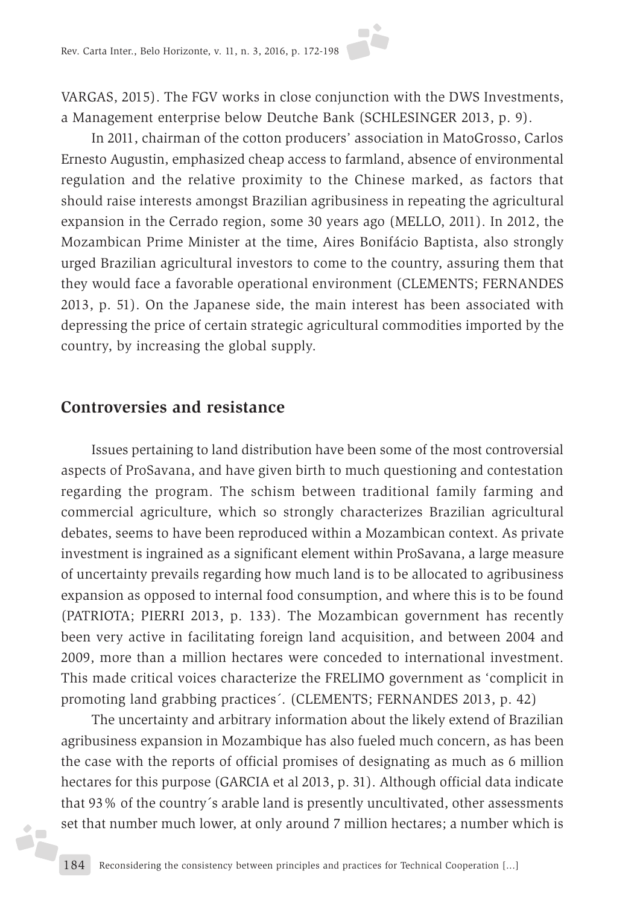VARGAS, 2015). The FGV works in close conjunction with the DWS Investments, a Management enterprise below Deutche Bank (SCHLESINGER 2013, p. 9).

In 2011, chairman of the cotton producers' association in MatoGrosso, Carlos Ernesto Augustin, emphasized cheap access to farmland, absence of environmental regulation and the relative proximity to the Chinese marked, as factors that should raise interests amongst Brazilian agribusiness in repeating the agricultural expansion in the Cerrado region, some 30 years ago (MELLO, 2011). In 2012, the Mozambican Prime Minister at the time, Aires Bonifácio Baptista, also strongly urged Brazilian agricultural investors to come to the country, assuring them that they would face a favorable operational environment (CLEMENTS; FERNANDES 2013, p. 51). On the Japanese side, the main interest has been associated with depressing the price of certain strategic agricultural commodities imported by the country, by increasing the global supply.

## Controversies and resistance

Issues pertaining to land distribution have been some of the most controversial aspects of ProSavana, and have given birth to much questioning and contestation regarding the program. The schism between traditional family farming and commercial agriculture, which so strongly characterizes Brazilian agricultural debates, seems to have been reproduced within a Mozambican context. As private investment is ingrained as a significant element within ProSavana, a large measure of uncertainty prevails regarding how much land is to be allocated to agribusiness expansion as opposed to internal food consumption, and where this is to be found (PATRIOTA; PIERRI 2013, p. 133). The Mozambican government has recently been very active in facilitating foreign land acquisition, and between 2004 and 2009, more than a million hectares were conceded to international investment. This made critical voices characterize the FRELIMO government as 'complicit in promoting land grabbing practices´. (CLEMENTS; FERNANDES 2013, p. 42)

The uncertainty and arbitrary information about the likely extend of Brazilian agribusiness expansion in Mozambique has also fueled much concern, as has been the case with the reports of official promises of designating as much as 6 million hectares for this purpose (GARCIA et al 2013, p. 31). Although official data indicate that 93% of the country´s arable land is presently uncultivated, other assessments set that number much lower, at only around 7 million hectares; a number which is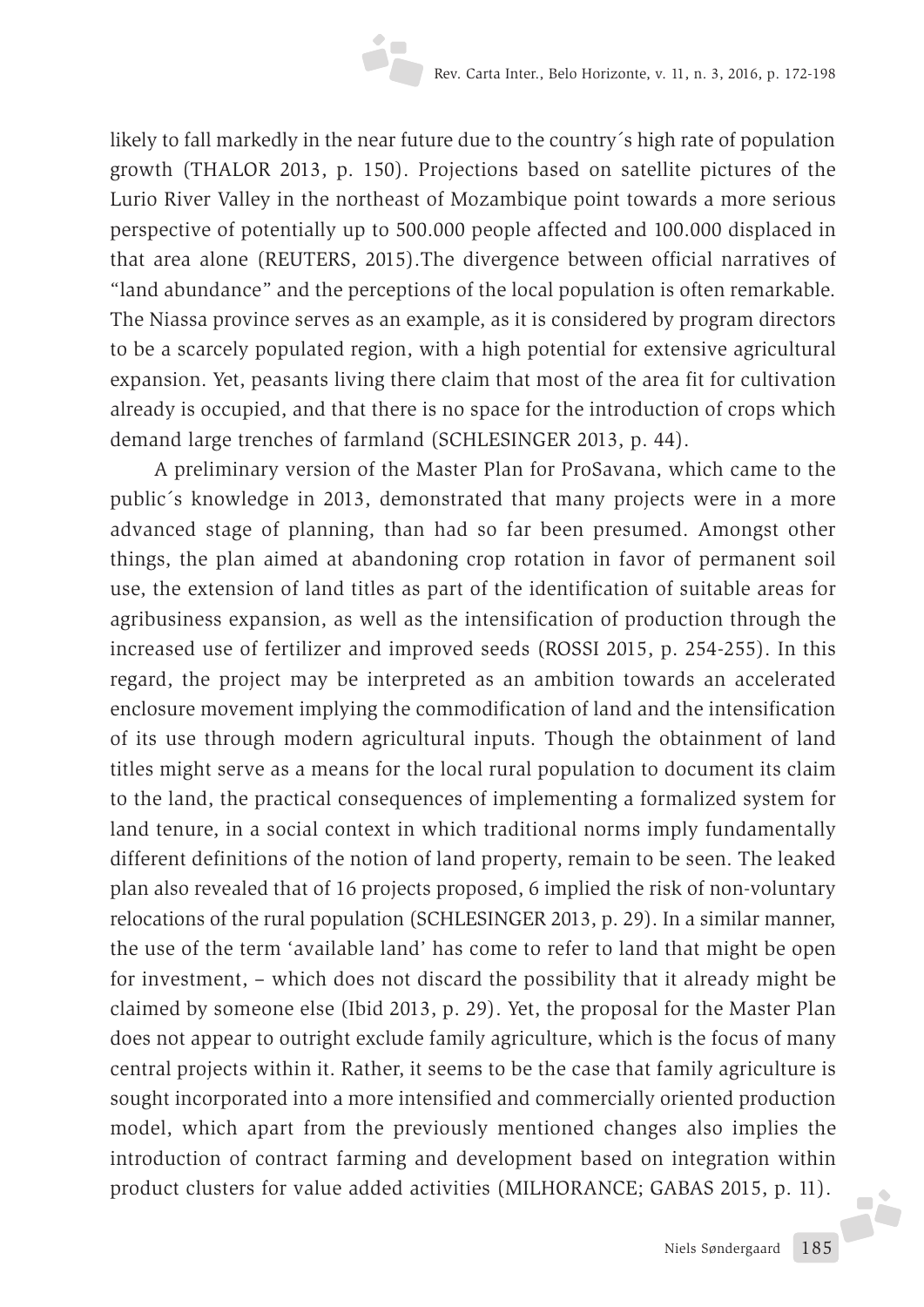likely to fall markedly in the near future due to the country´s high rate of population growth (THALOR 2013, p. 150). Projections based on satellite pictures of the Lurio River Valley in the northeast of Mozambique point towards a more serious perspective of potentially up to 500.000 people affected and 100.000 displaced in that area alone (REUTERS, 2015).The divergence between official narratives of "land abundance" and the perceptions of the local population is often remarkable. The Niassa province serves as an example, as it is considered by program directors to be a scarcely populated region, with a high potential for extensive agricultural expansion. Yet, peasants living there claim that most of the area fit for cultivation already is occupied, and that there is no space for the introduction of crops which demand large trenches of farmland (SCHLESINGER 2013, p. 44).

A preliminary version of the Master Plan for ProSavana, which came to the public´s knowledge in 2013, demonstrated that many projects were in a more advanced stage of planning, than had so far been presumed. Amongst other things, the plan aimed at abandoning crop rotation in favor of permanent soil use, the extension of land titles as part of the identification of suitable areas for agribusiness expansion, as well as the intensification of production through the increased use of fertilizer and improved seeds (ROSSI 2015, p. 254-255). In this regard, the project may be interpreted as an ambition towards an accelerated enclosure movement implying the commodification of land and the intensification of its use through modern agricultural inputs. Though the obtainment of land titles might serve as a means for the local rural population to document its claim to the land, the practical consequences of implementing a formalized system for land tenure, in a social context in which traditional norms imply fundamentally different definitions of the notion of land property, remain to be seen. The leaked plan also revealed that of 16 projects proposed, 6 implied the risk of non-voluntary relocations of the rural population (SCHLESINGER 2013, p. 29). In a similar manner, the use of the term 'available land' has come to refer to land that might be open for investment, – which does not discard the possibility that it already might be claimed by someone else (Ibid 2013, p. 29). Yet, the proposal for the Master Plan does not appear to outright exclude family agriculture, which is the focus of many central projects within it. Rather, it seems to be the case that family agriculture is sought incorporated into a more intensified and commercially oriented production model, which apart from the previously mentioned changes also implies the introduction of contract farming and development based on integration within product clusters for value added activities (MILHORANCE; GABAS 2015, p. 11).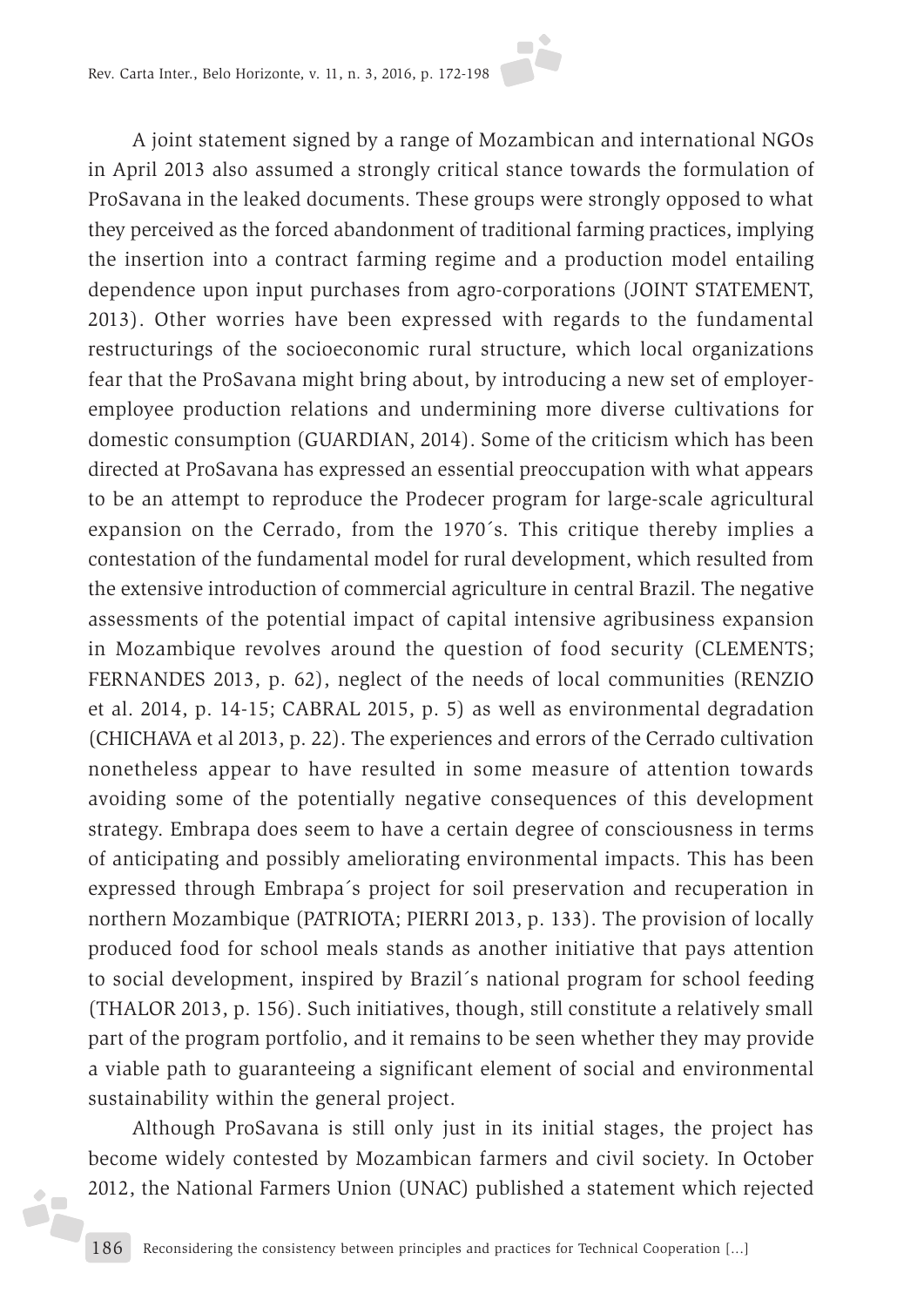A joint statement signed by a range of Mozambican and international NGOs in April 2013 also assumed a strongly critical stance towards the formulation of ProSavana in the leaked documents. These groups were strongly opposed to what they perceived as the forced abandonment of traditional farming practices, implying the insertion into a contract farming regime and a production model entailing dependence upon input purchases from agro-corporations (JOINT STATEMENT, 2013). Other worries have been expressed with regards to the fundamental restructurings of the socioeconomic rural structure, which local organizations fear that the ProSavana might bring about, by introducing a new set of employer-employee production relations and undermining more diverse cultivations for domestic consumption (GUARDIAN, 2014). Some of the criticism which has been directed at ProSavana has expressed an essential preoccupation with what appears to be an attempt to reproduce the Prodecer program for large-scale agricultural expansion on the Cerrado, from the 1970´s. This critique thereby implies a contestation of the fundamental model for rural development, which resulted from the extensive introduction of commercial agriculture in central Brazil. The negative assessments of the potential impact of capital intensive agribusiness expansion in Mozambique revolves around the question of food security (CLEMENTS; FERNANDES 2013, p. 62), neglect of the needs of local communities (RENZIO et al. 2014, p. 14-15; CABRAL 2015, p. 5) as well as environmental degradation (CHICHAVA et al 2013, p. 22). The experiences and errors of the Cerrado cultivation nonetheless appear to have resulted in some measure of attention towards avoiding some of the potentially negative consequences of this development strategy. Embrapa does seem to have a certain degree of consciousness in terms of anticipating and possibly ameliorating environmental impacts. This has been expressed through Embrapa´s project for soil preservation and recuperation in northern Mozambique (PATRIOTA; PIERRI 2013, p. 133). The provision of locally produced food for school meals stands as another initiative that pays attention to social development, inspired by Brazil´s national program for school feeding (THALOR 2013, p. 156). Such initiatives, though, still constitute a relatively small part of the program portfolio, and it remains to be seen whether they may provide a viable path to guaranteeing a significant element of social and environmental sustainability within the general project.

Although ProSavana is still only just in its initial stages, the project has become widely contested by Mozambican farmers and civil society. In October 2012, the National Farmers Union (UNAC) published a statement which rejected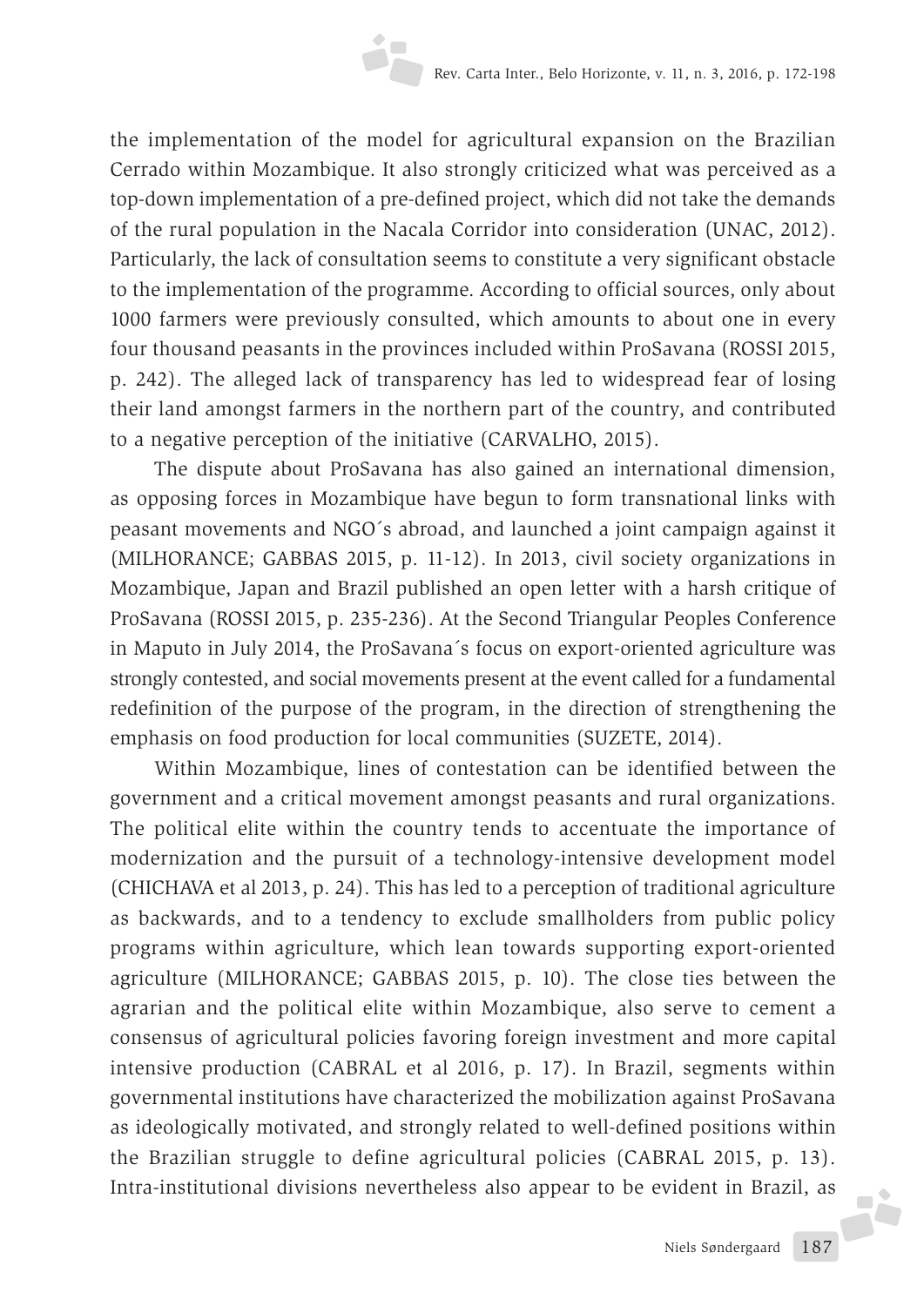the implementation of the model for agricultural expansion on the Brazilian Cerrado within Mozambique. It also strongly criticized what was perceived as a top-down implementation of a pre-defined project, which did not take the demands of the rural population in the Nacala Corridor into consideration (UNAC, 2012). Particularly, the lack of consultation seems to constitute a very significant obstacle to the implementation of the programme. According to official sources, only about 1000 farmers were previously consulted, which amounts to about one in every four thousand peasants in the provinces included within ProSavana (ROSSI 2015, p. 242). The alleged lack of transparency has led to widespread fear of losing their land amongst farmers in the northern part of the country, and contributed to a negative perception of the initiative (CARVALHO, 2015).

The dispute about ProSavana has also gained an international dimension, as opposing forces in Mozambique have begun to form transnational links with peasant movements and NGO´s abroad, and launched a joint campaign against it (MILHORANCE; GABBAS 2015, p. 11-12). In 2013, civil society organizations in Mozambique, Japan and Brazil published an open letter with a harsh critique of ProSavana (ROSSI 2015, p. 235-236). At the Second Triangular Peoples Conference in Maputo in July 2014, the ProSavana´s focus on export-oriented agriculture was strongly contested, and social movements present at the event called for a fundamental redefinition of the purpose of the program, in the direction of strengthening the emphasis on food production for local communities (SUZETE, 2014).

Within Mozambique, lines of contestation can be identified between the government and a critical movement amongst peasants and rural organizations. The political elite within the country tends to accentuate the importance of modernization and the pursuit of a technology-intensive development model (CHICHAVA et al 2013, p. 24). This has led to a perception of traditional agriculture as backwards, and to a tendency to exclude smallholders from public policy programs within agriculture, which lean towards supporting export-oriented agriculture (MILHORANCE; GABBAS 2015, p. 10). The close ties between the agrarian and the political elite within Mozambique, also serve to cement a consensus of agricultural policies favoring foreign investment and more capital intensive production (CABRAL et al 2016, p. 17). In Brazil, segments within governmental institutions have characterized the mobilization against ProSavana as ideologically motivated, and strongly related to well-defined positions within the Brazilian struggle to define agricultural policies (CABRAL 2015, p. 13). Intra-institutional divisions nevertheless also appear to be evident in Brazil, as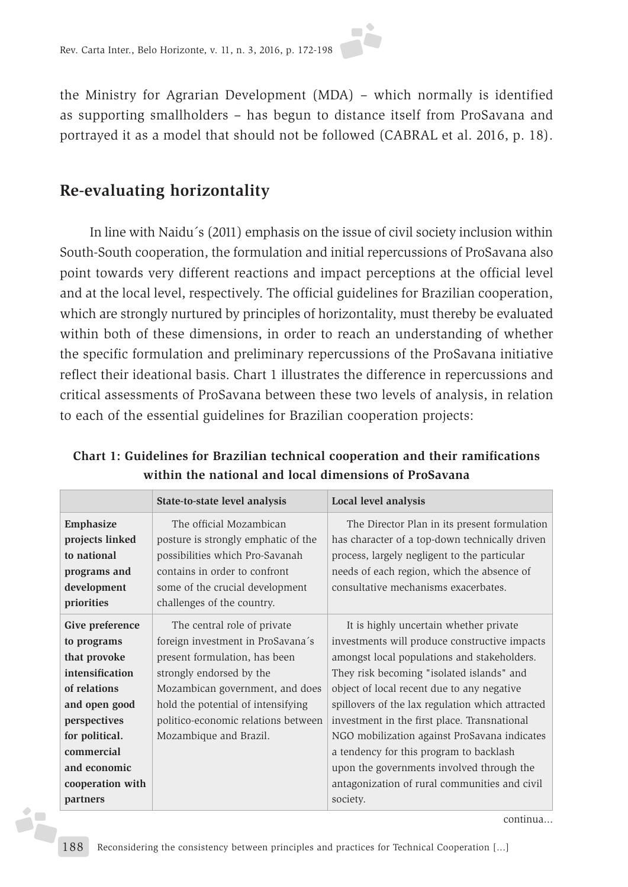the Ministry for Agrarian Development (MDA) – which normally is identified as supporting smallholders – has begun to distance itself from ProSavana and portrayed it as a model that should not be followed (CABRAL et al. 2016, p. 18).

## Re-evaluating horizontality

In line with Naidu´s (2011) emphasis on the issue of civil society inclusion within South-South cooperation, the formulation and initial repercussions of ProSavana also point towards very different reactions and impact perceptions at the official level and at the local level, respectively. The official guidelines for Brazilian cooperation, which are strongly nurtured by principles of horizontality, must thereby be evaluated within both of these dimensions, in order to reach an understanding of whether the specific formulation and preliminary repercussions of the ProSavana initiative reflect their ideational basis. Chart 1 illustrates the difference in repercussions and critical assessments of ProSavana between these two levels of analysis, in relation to each of the essential guidelines for Brazilian cooperation projects:

**Chart 1: Guidelines for Brazilian technical cooperation and their ramifications within the national and local dimensions of ProSavana**

| | State-to-state level analysis | Local level analysis |
|---|---|---|
| **Emphasize projects linked to national programs and development priorities** | The official Mozambican posture is strongly emphatic of the possibilities which Pro-Savanah contains in order to confront some of the crucial development challenges of the country. | The Director Plan in its present formulation has character of a top-down technically driven process, largely negligent to the particular needs of each region, which the absence of consultative mechanisms exacerbates. |
| **Give preference to programs that provoke intensification of relations and open good perspectives for political. commercial and economic cooperation with partners** | The central role of private foreign investment in ProSavana´s present formulation, has been strongly endorsed by the Mozambican government, and does hold the potential of intensifying politico-economic relations between Mozambique and Brazil. | It is highly uncertain whether private investments will produce constructive impacts amongst local populations and stakeholders. They risk becoming "isolated islands" and object of local recent due to any negative spillovers of the lax regulation which attracted investment in the first place. Transnational NGO mobilization against ProSavana indicates a tendency for this program to backlash upon the governments involved through the antagonization of rural communities and civil society. |

continua...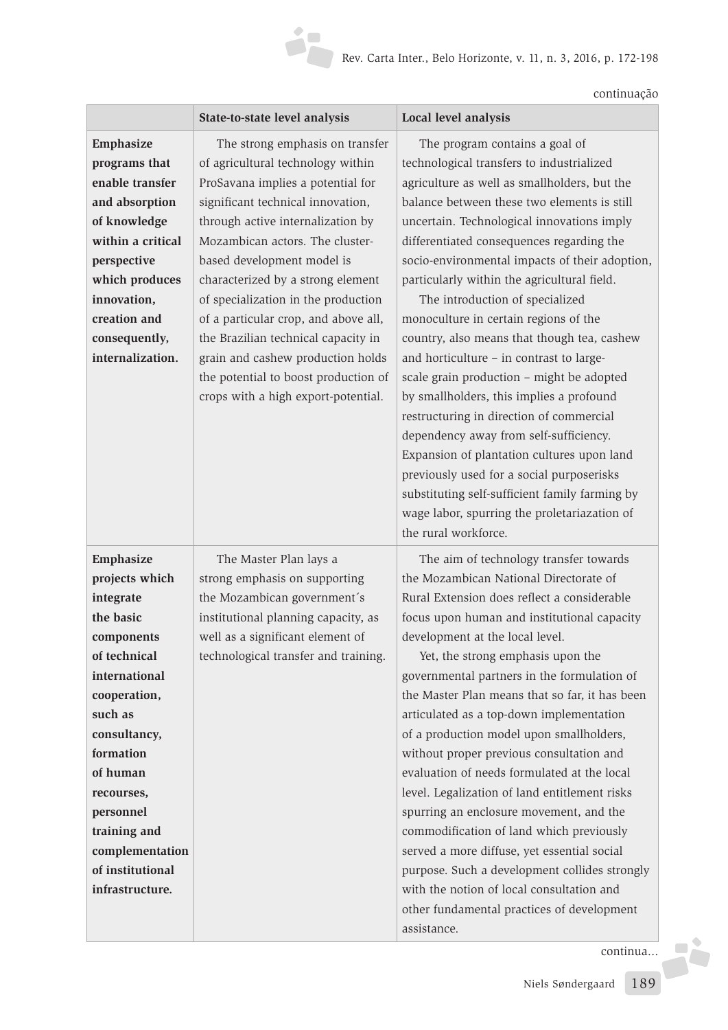continuação

| | State-to-state level analysis | Local level analysis |
|---|---|---|
| **Emphasize programs that enable transfer and absorption of knowledge within a critical perspective which produces innovation, creation and consequently, internalization.** | The strong emphasis on transfer of agricultural technology within ProSavana implies a potential for significant technical innovation, through active internalization by Mozambican actors. The cluster-based development model is characterized by a strong element of specialization in the production of a particular crop, and above all, the Brazilian technical capacity in grain and cashew production holds the potential to boost production of crops with a high export-potential. | The program contains a goal of technological transfers to industrialized agriculture as well as smallholders, but the balance between these two elements is still uncertain. Technological innovations imply differentiated consequences regarding the socio-environmental impacts of their adoption, particularly within the agricultural field. The introduction of specialized monoculture in certain regions of the country, also means that though tea, cashew and horticulture – in contrast to large-scale grain production – might be adopted by smallholders, this implies a profound restructuring in direction of commercial dependency away from self-sufficiency. Expansion of plantation cultures upon land previously used for a social purposerisks substituting self-sufficient family farming by wage labor, spurring the proletariazation of the rural workforce. |
| **Emphasize projects which integrate the basic components of technical international cooperation, such as consultancy, formation of human recourses, personnel training and complementation of institutional infrastructure.** | The Master Plan lays a strong emphasis on supporting the Mozambican government´s institutional planning capacity, as well as a significant element of technological transfer and training. | The aim of technology transfer towards the Mozambican National Directorate of Rural Extension does reflect a considerable focus upon human and institutional capacity development at the local level. Yet, the strong emphasis upon the governmental partners in the formulation of the Master Plan means that so far, it has been articulated as a top-down implementation of a production model upon smallholders, without proper previous consultation and evaluation of needs formulated at the local level. Legalization of land entitlement risks spurring an enclosure movement, and the commodification of land which previously served a more diffuse, yet essential social purpose. Such a development collides strongly with the notion of local consultation and other fundamental practices of development assistance. |

continua...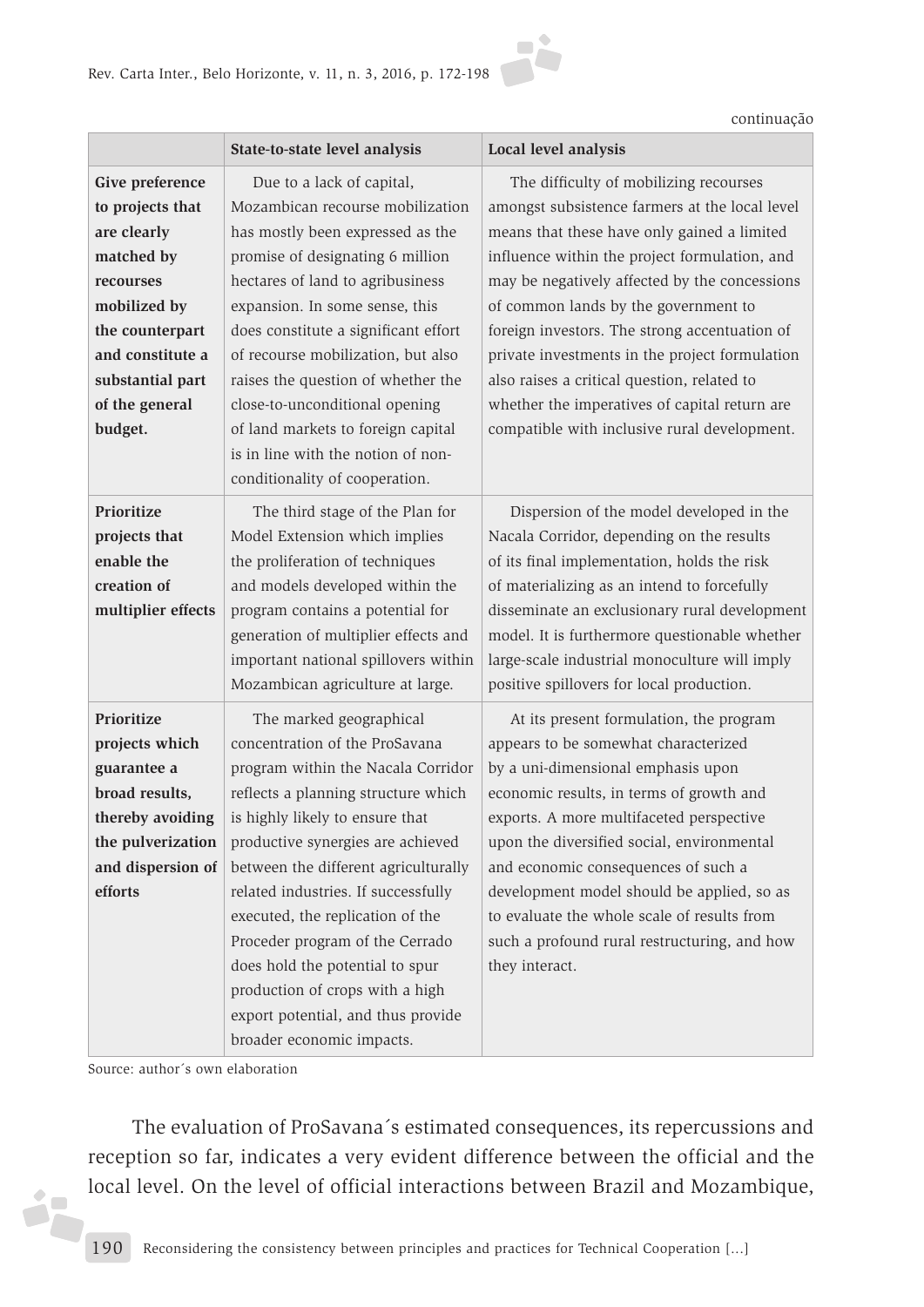continuação

| | State-to-state level analysis | Local level analysis |
|---|---|---|
| **Give preference to projects that are clearly matched by recourses mobilized by the counterpart and constitute a substantial part of the general budget.** | Due to a lack of capital, Mozambican recourse mobilization has mostly been expressed as the promise of designating 6 million hectares of land to agribusiness expansion. In some sense, this does constitute a significant effort of recourse mobilization, but also raises the question of whether the close-to-unconditional opening of land markets to foreign capital is in line with the notion of non-conditionality of cooperation. | The difficulty of mobilizing recourses amongst subsistence farmers at the local level means that these have only gained a limited influence within the project formulation, and may be negatively affected by the concessions of common lands by the government to foreign investors. The strong accentuation of private investments in the project formulation also raises a critical question, related to whether the imperatives of capital return are compatible with inclusive rural development. |
| **Prioritize projects that enable the creation of multiplier effects** | The third stage of the Plan for Model Extension which implies the proliferation of techniques and models developed within the program contains a potential for generation of multiplier effects and important national spillovers within Mozambican agriculture at large. | Dispersion of the model developed in the Nacala Corridor, depending on the results of its final implementation, holds the risk of materializing as an intend to forcefully disseminate an exclusionary rural development model. It is furthermore questionable whether large-scale industrial monoculture will imply positive spillovers for local production. |
| **Prioritize projects which guarantee a broad results, thereby avoiding the pulverization and dispersion of efforts** | The marked geographical concentration of the ProSavana program within the Nacala Corridor reflects a planning structure which is highly likely to ensure that productive synergies are achieved between the different agriculturally related industries. If successfully executed, the replication of the Proceder program of the Cerrado does hold the potential to spur production of crops with a high export potential, and thus provide broader economic impacts. | At its present formulation, the program appears to be somewhat characterized by a uni-dimensional emphasis upon economic results, in terms of growth and exports. A more multifaceted perspective upon the diversified social, environmental and economic consequences of such a development model should be applied, so as to evaluate the whole scale of results from such a profound rural restructuring, and how they interact. |

Source: author´s own elaboration

The evaluation of ProSavana´s estimated consequences, its repercussions and reception so far, indicates a very evident difference between the official and the local level. On the level of official interactions between Brazil and Mozambique,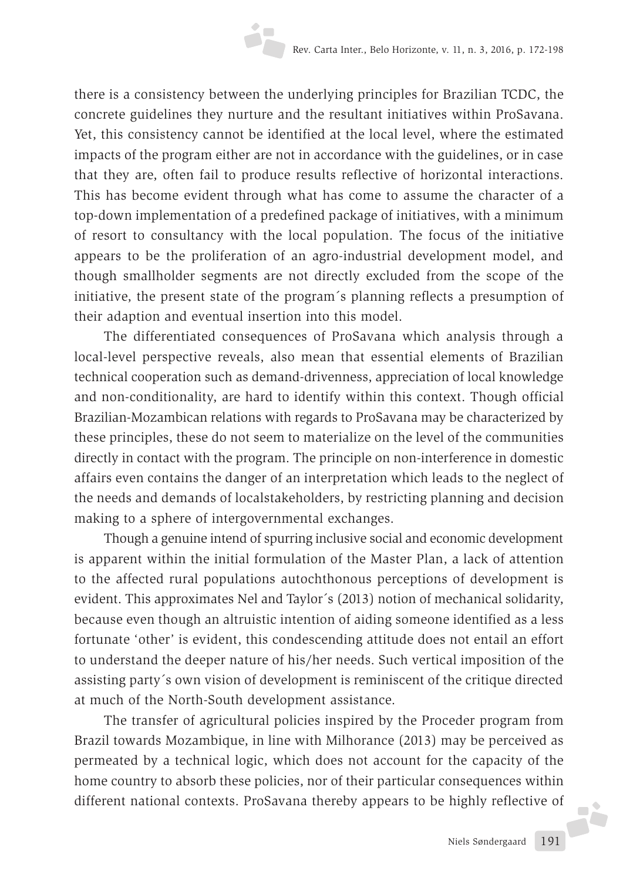there is a consistency between the underlying principles for Brazilian TCDC, the concrete guidelines they nurture and the resultant initiatives within ProSavana. Yet, this consistency cannot be identified at the local level, where the estimated impacts of the program either are not in accordance with the guidelines, or in case that they are, often fail to produce results reflective of horizontal interactions. This has become evident through what has come to assume the character of a top-down implementation of a predefined package of initiatives, with a minimum of resort to consultancy with the local population. The focus of the initiative appears to be the proliferation of an agro-industrial development model, and though smallholder segments are not directly excluded from the scope of the initiative, the present state of the program´s planning reflects a presumption of their adaption and eventual insertion into this model.

The differentiated consequences of ProSavana which analysis through a local-level perspective reveals, also mean that essential elements of Brazilian technical cooperation such as demand-drivenness, appreciation of local knowledge and non-conditionality, are hard to identify within this context. Though official Brazilian-Mozambican relations with regards to ProSavana may be characterized by these principles, these do not seem to materialize on the level of the communities directly in contact with the program. The principle on non-interference in domestic affairs even contains the danger of an interpretation which leads to the neglect of the needs and demands of localstakeholders, by restricting planning and decision making to a sphere of intergovernmental exchanges.

Though a genuine intend of spurring inclusive social and economic development is apparent within the initial formulation of the Master Plan, a lack of attention to the affected rural populations autochthonous perceptions of development is evident. This approximates Nel and Taylor´s (2013) notion of mechanical solidarity, because even though an altruistic intention of aiding someone identified as a less fortunate 'other' is evident, this condescending attitude does not entail an effort to understand the deeper nature of his/her needs. Such vertical imposition of the assisting party´s own vision of development is reminiscent of the critique directed at much of the North-South development assistance.

The transfer of agricultural policies inspired by the Proceder program from Brazil towards Mozambique, in line with Milhorance (2013) may be perceived as permeated by a technical logic, which does not account for the capacity of the home country to absorb these policies, nor of their particular consequences within different national contexts. ProSavana thereby appears to be highly reflective of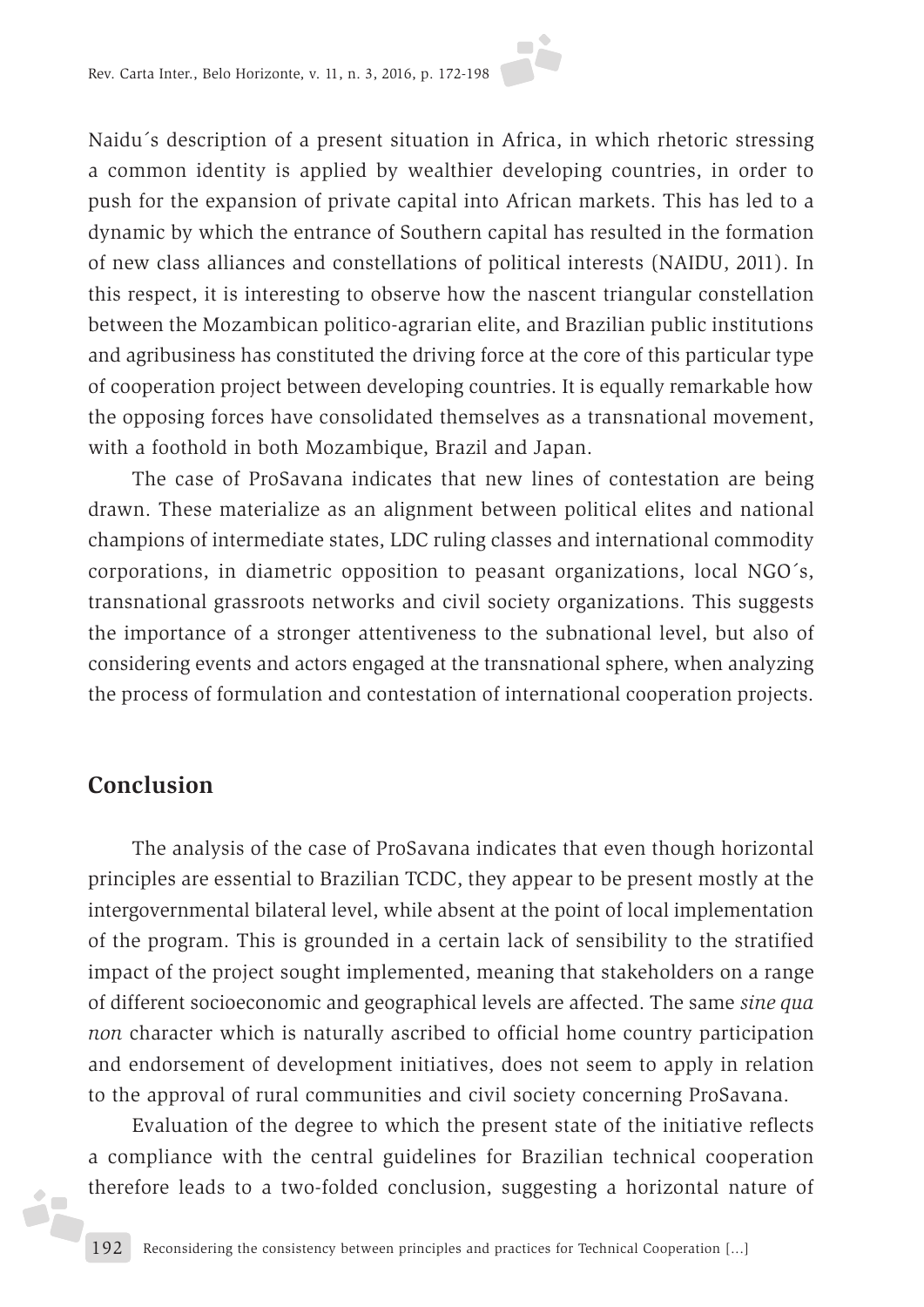Naidu´s description of a present situation in Africa, in which rhetoric stressing a common identity is applied by wealthier developing countries, in order to push for the expansion of private capital into African markets. This has led to a dynamic by which the entrance of Southern capital has resulted in the formation of new class alliances and constellations of political interests (NAIDU, 2011). In this respect, it is interesting to observe how the nascent triangular constellation between the Mozambican politico-agrarian elite, and Brazilian public institutions and agribusiness has constituted the driving force at the core of this particular type of cooperation project between developing countries. It is equally remarkable how the opposing forces have consolidated themselves as a transnational movement, with a foothold in both Mozambique, Brazil and Japan.

The case of ProSavana indicates that new lines of contestation are being drawn. These materialize as an alignment between political elites and national champions of intermediate states, LDC ruling classes and international commodity corporations, in diametric opposition to peasant organizations, local NGO´s, transnational grassroots networks and civil society organizations. This suggests the importance of a stronger attentiveness to the subnational level, but also of considering events and actors engaged at the transnational sphere, when analyzing the process of formulation and contestation of international cooperation projects.

## Conclusion

The analysis of the case of ProSavana indicates that even though horizontal principles are essential to Brazilian TCDC, they appear to be present mostly at the intergovernmental bilateral level, while absent at the point of local implementation of the program. This is grounded in a certain lack of sensibility to the stratified impact of the project sought implemented, meaning that stakeholders on a range of different socioeconomic and geographical levels are affected. The same *sine qua non* character which is naturally ascribed to official home country participation and endorsement of development initiatives, does not seem to apply in relation to the approval of rural communities and civil society concerning ProSavana.

Evaluation of the degree to which the present state of the initiative reflects a compliance with the central guidelines for Brazilian technical cooperation therefore leads to a two-folded conclusion, suggesting a horizontal nature of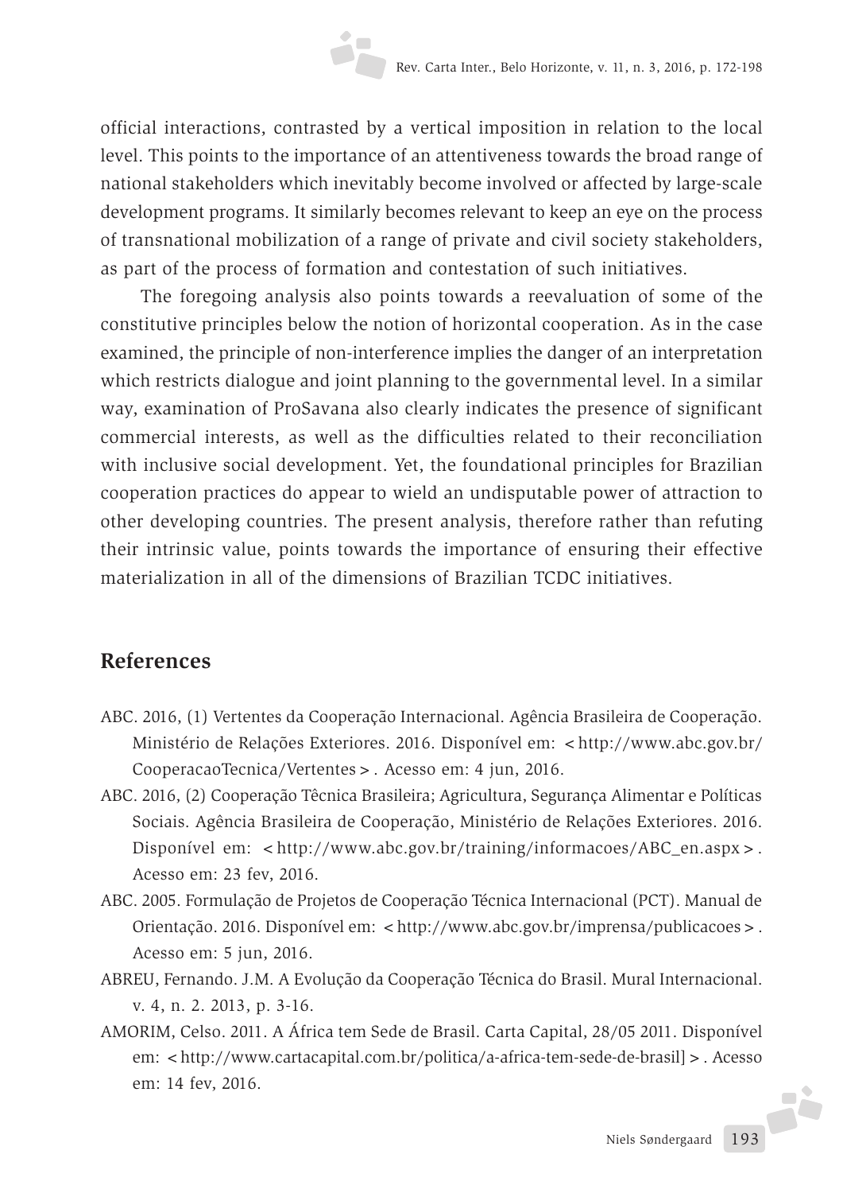official interactions, contrasted by a vertical imposition in relation to the local level. This points to the importance of an attentiveness towards the broad range of national stakeholders which inevitably become involved or affected by large-scale development programs. It similarly becomes relevant to keep an eye on the process of transnational mobilization of a range of private and civil society stakeholders, as part of the process of formation and contestation of such initiatives.

The foregoing analysis also points towards a reevaluation of some of the constitutive principles below the notion of horizontal cooperation. As in the case examined, the principle of non-interference implies the danger of an interpretation which restricts dialogue and joint planning to the governmental level. In a similar way, examination of ProSavana also clearly indicates the presence of significant commercial interests, as well as the difficulties related to their reconciliation with inclusive social development. Yet, the foundational principles for Brazilian cooperation practices do appear to wield an undisputable power of attraction to other developing countries. The present analysis, therefore rather than refuting their intrinsic value, points towards the importance of ensuring their effective materialization in all of the dimensions of Brazilian TCDC initiatives.

## References

ABC. 2016, (1) Vertentes da Cooperação Internacional. Agência Brasileira de Cooperação. Ministério de Relações Exteriores. 2016. Disponível em: <http://www.abc.gov.br/CooperacaoTecnica/Vertentes>. Acesso em: 4 jun, 2016.

ABC. 2016, (2) Cooperação Têcnica Brasileira; Agricultura, Segurança Alimentar e Políticas Sociais. Agência Brasileira de Cooperação, Ministério de Relações Exteriores. 2016. Disponível em: <http://www.abc.gov.br/training/informacoes/ABC_en.aspx>. Acesso em: 23 fev, 2016.

ABC. 2005. Formulação de Projetos de Cooperação Técnica Internacional (PCT). Manual de Orientação. 2016. Disponível em: <http://www.abc.gov.br/imprensa/publicacoes>. Acesso em: 5 jun, 2016.

ABREU, Fernando. J.M. A Evolução da Cooperação Técnica do Brasil. Mural Internacional. v. 4, n. 2. 2013, p. 3-16.

AMORIM, Celso. 2011. A África tem Sede de Brasil. Carta Capital, 28/05 2011. Disponível em: <http://www.cartacapital.com.br/politica/a-africa-tem-sede-de-brasil]>. Acesso em: 14 fev, 2016.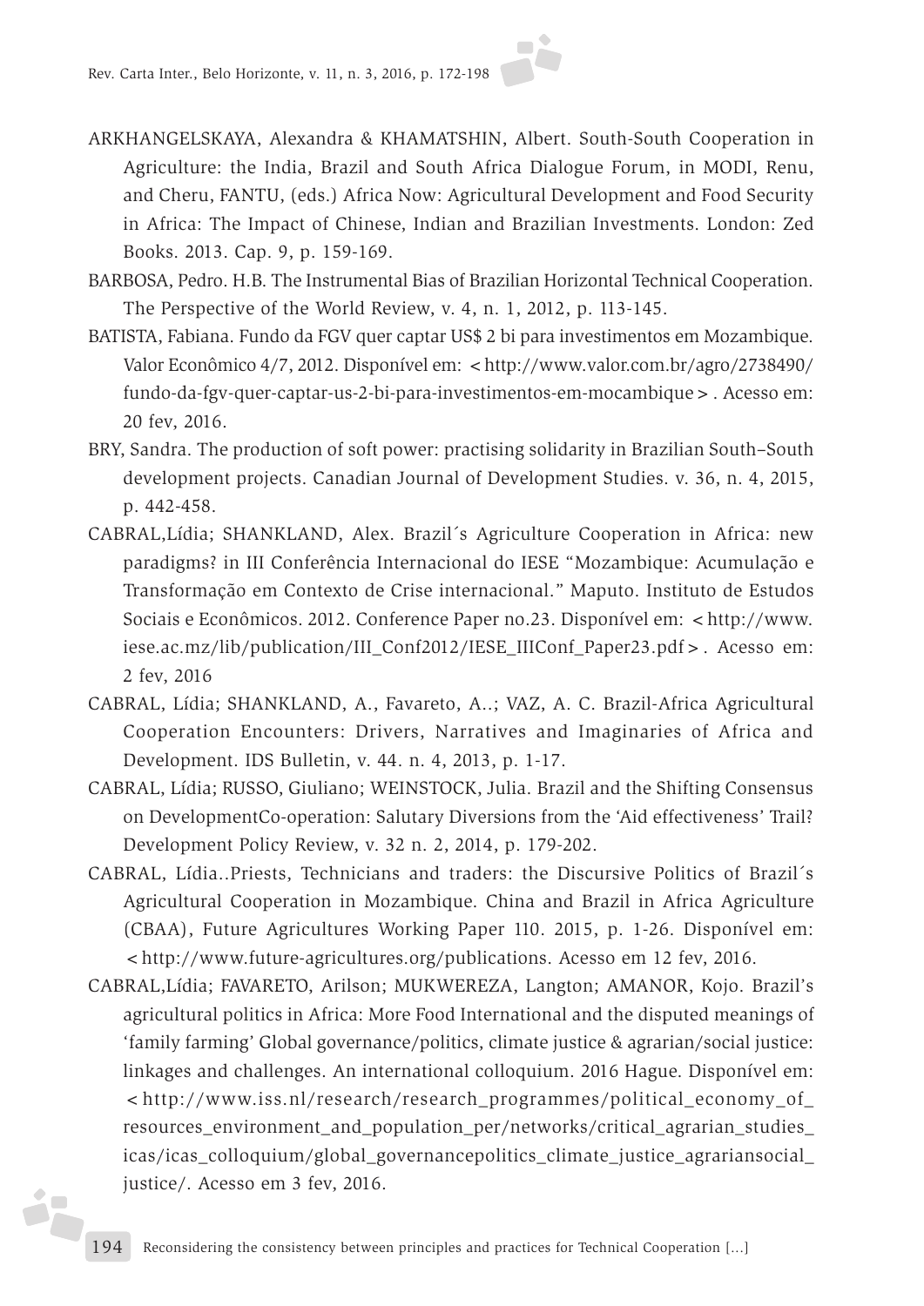ARKHANGELSKAYA, Alexandra & KHAMATSHIN, Albert. South-South Cooperation in Agriculture: the India, Brazil and South Africa Dialogue Forum, in MODI, Renu, and Cheru, FANTU, (eds.) Africa Now: Agricultural Development and Food Security in Africa: The Impact of Chinese, Indian and Brazilian Investments. London: Zed Books. 2013. Cap. 9, p. 159-169.

BARBOSA, Pedro. H.B. The Instrumental Bias of Brazilian Horizontal Technical Cooperation. The Perspective of the World Review, v. 4, n. 1, 2012, p. 113-145.

BATISTA, Fabiana. Fundo da FGV quer captar US$ 2 bi para investimentos em Mozambique. Valor Econômico 4/7, 2012. Disponível em: <http://www.valor.com.br/agro/2738490/fundo-da-fgv-quer-captar-us-2-bi-para-investimentos-em-mocambique>. Acesso em: 20 fev, 2016.

BRY, Sandra. The production of soft power: practising solidarity in Brazilian South–South development projects. Canadian Journal of Development Studies. v. 36, n. 4, 2015, p. 442-458.

CABRAL,Lídia; SHANKLAND, Alex. Brazil´s Agriculture Cooperation in Africa: new paradigms? in III Conferência Internacional do IESE "Mozambique: Acumulação e Transformação em Contexto de Crise internacional." Maputo. Instituto de Estudos Sociais e Econômicos. 2012. Conference Paper no.23. Disponível em: <http://www.iese.ac.mz/lib/publication/III_Conf2012/IESE_IIIConf_Paper23.pdf>. Acesso em: 2 fev, 2016

CABRAL, Lídia; SHANKLAND, A., Favareto, A..; VAZ, A. C. Brazil-Africa Agricultural Cooperation Encounters: Drivers, Narratives and Imaginaries of Africa and Development. IDS Bulletin, v. 44. n. 4, 2013, p. 1-17.

CABRAL, Lídia; RUSSO, Giuliano; WEINSTOCK, Julia. Brazil and the Shifting Consensus on DevelopmentCo-operation: Salutary Diversions from the 'Aid effectiveness' Trail? Development Policy Review, v. 32 n. 2, 2014, p. 179-202.

CABRAL, Lídia..Priests, Technicians and traders: the Discursive Politics of Brazil´s Agricultural Cooperation in Mozambique. China and Brazil in Africa Agriculture (CBAA), Future Agricultures Working Paper 110. 2015, p. 1-26. Disponível em: <http://www.future-agricultures.org/publications. Acesso em 12 fev, 2016.

CABRAL,Lídia; FAVARETO, Arilson; MUKWEREZA, Langton; AMANOR, Kojo. Brazil's agricultural politics in Africa: More Food International and the disputed meanings of 'family farming' Global governance/politics, climate justice & agrarian/social justice: linkages and challenges. An international colloquium. 2016 Hague. Disponível em: <http://www.iss.nl/research/research_programmes/political_economy_of_resources_environment_and_population_per/networks/critical_agrarian_studies_icas/icas_colloquium/global_governancepolitics_climate_justice_agrariansocial_justice/. Acesso em 3 fev, 2016.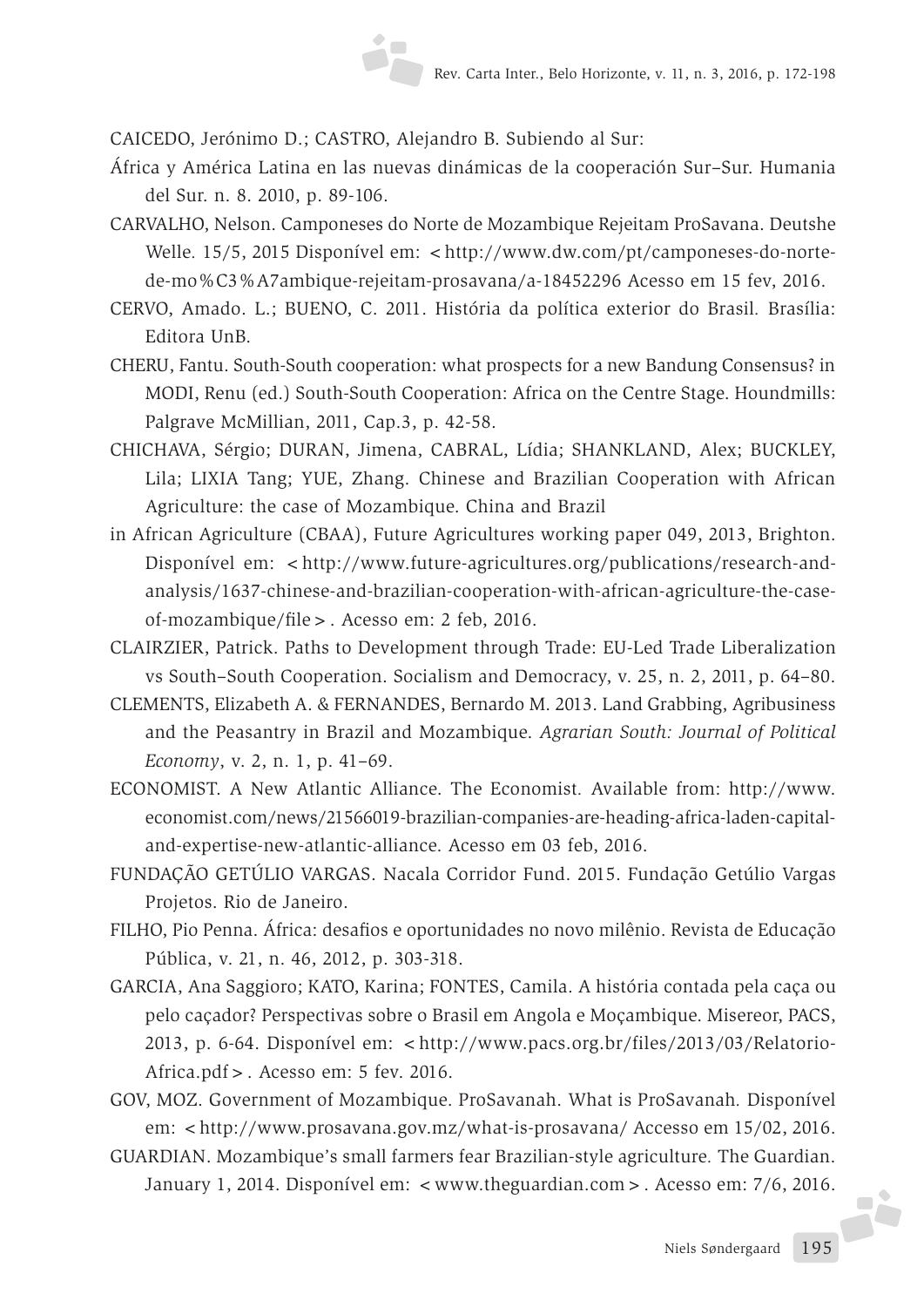CAICEDO, Jerónimo D.; CASTRO, Alejandro B. Subiendo al Sur:

África y América Latina en las nuevas dinámicas de la cooperación Sur–Sur. Humania del Sur. n. 8. 2010, p. 89-106.

CARVALHO, Nelson. Camponeses do Norte de Mozambique Rejeitam ProSavana. Deutshe Welle. 15/5, 2015 Disponível em: <http://www.dw.com/pt/camponeses-do-norte-de-mo%C3%A7ambique-rejeitam-prosavana/a-18452296 Acesso em 15 fev, 2016.

CERVO, Amado. L.; BUENO, C. 2011. História da política exterior do Brasil. Brasília: Editora UnB.

CHERU, Fantu. South-South cooperation: what prospects for a new Bandung Consensus? in MODI, Renu (ed.) South-South Cooperation: Africa on the Centre Stage. Houndmills: Palgrave McMillian, 2011, Cap.3, p. 42-58.

CHICHAVA, Sérgio; DURAN, Jimena, CABRAL, Lídia; SHANKLAND, Alex; BUCKLEY, Lila; LIXIA Tang; YUE, Zhang. Chinese and Brazilian Cooperation with African Agriculture: the case of Mozambique. China and Brazil

in African Agriculture (CBAA), Future Agricultures working paper 049, 2013, Brighton. Disponível em: <http://www.future-agricultures.org/publications/research-and-analysis/1637-chinese-and-brazilian-cooperation-with-african-agriculture-the-case-of-mozambique/file>. Acesso em: 2 feb, 2016.

CLAIRZIER, Patrick. Paths to Development through Trade: EU-Led Trade Liberalization vs South–South Cooperation. Socialism and Democracy, v. 25, n. 2, 2011, p. 64–80.

CLEMENTS, Elizabeth A. & FERNANDES, Bernardo M. 2013. Land Grabbing, Agribusiness and the Peasantry in Brazil and Mozambique. *Agrarian South: Journal of Political Economy*, v. 2, n. 1, p. 41–69.

ECONOMIST. A New Atlantic Alliance. The Economist. Available from: http://www.economist.com/news/21566019-brazilian-companies-are-heading-africa-laden-capital-and-expertise-new-atlantic-alliance. Acesso em 03 feb, 2016.

FUNDAÇÃO GETÚLIO VARGAS. Nacala Corridor Fund. 2015. Fundação Getúlio Vargas Projetos. Rio de Janeiro.

FILHO, Pio Penna. África: desafios e oportunidades no novo milênio. Revista de Educação Pública, v. 21, n. 46, 2012, p. 303-318.

GARCIA, Ana Saggioro; KATO, Karina; FONTES, Camila. A história contada pela caça ou pelo caçador? Perspectivas sobre o Brasil em Angola e Moçambique. Misereor, PACS, 2013, p. 6-64. Disponível em: <http://www.pacs.org.br/files/2013/03/Relatorio-Africa.pdf>. Acesso em: 5 fev. 2016.

GOV, MOZ. Government of Mozambique. ProSavanah. What is ProSavanah. Disponível em: <http://www.prosavana.gov.mz/what-is-prosavana/ Accesso em 15/02, 2016.

GUARDIAN. Mozambique's small farmers fear Brazilian-style agriculture. The Guardian. January 1, 2014. Disponível em: <www.theguardian.com>. Acesso em: 7/6, 2016.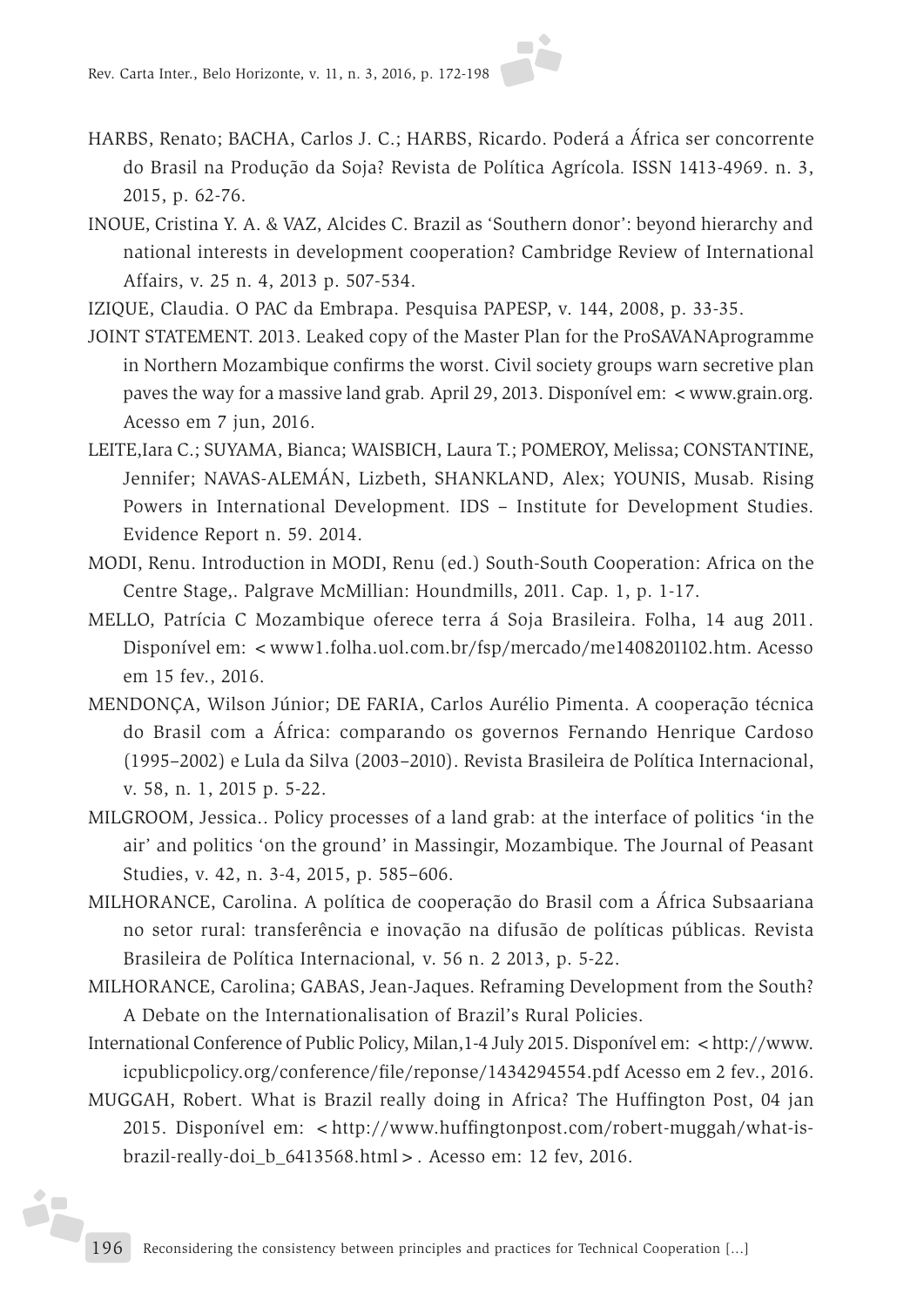HARBS, Renato; BACHA, Carlos J. C.; HARBS, Ricardo. Poderá a África ser concorrente do Brasil na Produção da Soja? Revista de Política Agrícola. ISSN 1413-4969. n. 3, 2015, p. 62-76.

INOUE, Cristina Y. A. & VAZ, Alcides C. Brazil as 'Southern donor': beyond hierarchy and national interests in development cooperation? Cambridge Review of International Affairs, v. 25 n. 4, 2013 p. 507-534.

IZIQUE, Claudia. O PAC da Embrapa. Pesquisa PAPESP, v. 144, 2008, p. 33-35.

JOINT STATEMENT. 2013. Leaked copy of the Master Plan for the ProSAVANAprogramme in Northern Mozambique confirms the worst. Civil society groups warn secretive plan paves the way for a massive land grab. April 29, 2013. Disponível em: < www.grain.org. Acesso em 7 jun, 2016.

LEITE,Iara C.; SUYAMA, Bianca; WAISBICH, Laura T.; POMEROY, Melissa; CONSTANTINE, Jennifer; NAVAS-ALEMÁN, Lizbeth, SHANKLAND, Alex; YOUNIS, Musab. Rising Powers in International Development. IDS – Institute for Development Studies. Evidence Report n. 59. 2014.

MODI, Renu. Introduction in MODI, Renu (ed.) South-South Cooperation: Africa on the Centre Stage,. Palgrave McMillian: Houndmills, 2011. Cap. 1, p. 1-17.

MELLO, Patrícia C Mozambique oferece terra á Soja Brasileira. Folha, 14 aug 2011. Disponível em: < www1.folha.uol.com.br/fsp/mercado/me1408201102.htm. Acesso em 15 fev., 2016.

MENDONÇA, Wilson Júnior; DE FARIA, Carlos Aurélio Pimenta. A cooperação técnica do Brasil com a África: comparando os governos Fernando Henrique Cardoso (1995–2002) e Lula da Silva (2003–2010). Revista Brasileira de Política Internacional, v. 58, n. 1, 2015 p. 5-22.

MILGROOM, Jessica.. Policy processes of a land grab: at the interface of politics 'in the air' and politics 'on the ground' in Massingir, Mozambique. The Journal of Peasant Studies, v. 42, n. 3-4, 2015, p. 585–606.

MILHORANCE, Carolina. A política de cooperação do Brasil com a África Subsaariana no setor rural: transferência e inovação na difusão de políticas públicas. Revista Brasileira de Política Internacional, v. 56 n. 2 2013, p. 5-22.

MILHORANCE, Carolina; GABAS, Jean-Jaques. Reframing Development from the South? A Debate on the Internationalisation of Brazil's Rural Policies.

International Conference of Public Policy, Milan,1-4 July 2015. Disponível em: < http://www.icpublicpolicy.org/conference/file/reponse/1434294554.pdf Acesso em 2 fev., 2016.

MUGGAH, Robert. What is Brazil really doing in Africa? The Huffington Post, 04 jan 2015. Disponível em: < http://www.huffingtonpost.com/robert-muggah/what-is-brazil-really-doi_b_6413568.html > . Acesso em: 12 fev, 2016.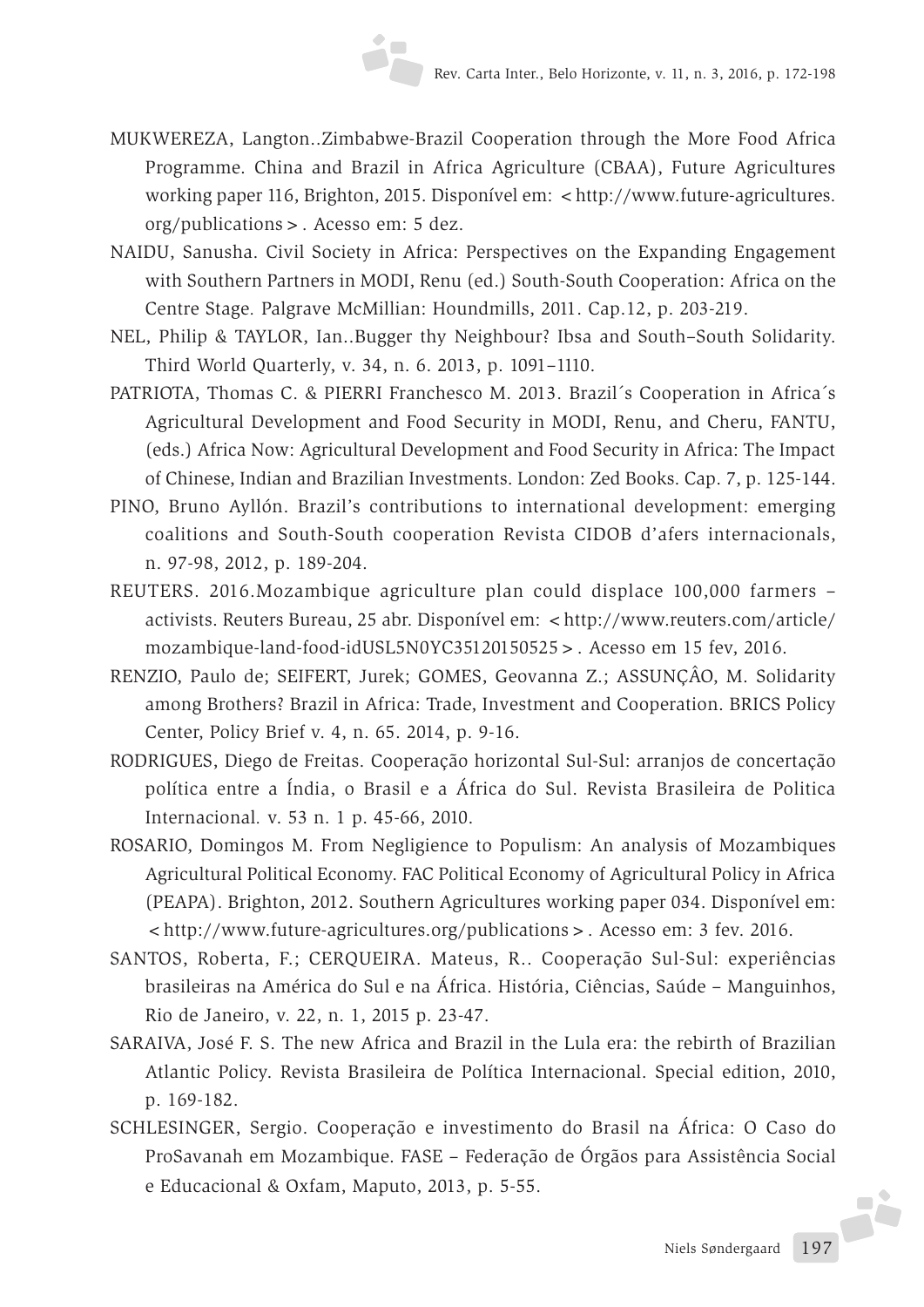MUKWEREZA, Langton..Zimbabwe-Brazil Cooperation through the More Food Africa Programme. China and Brazil in Africa Agriculture (CBAA), Future Agricultures working paper 116, Brighton, 2015. Disponível em: <http://www.future-agricultures.org/publications>. Acesso em: 5 dez.

NAIDU, Sanusha. Civil Society in Africa: Perspectives on the Expanding Engagement with Southern Partners in MODI, Renu (ed.) South-South Cooperation: Africa on the Centre Stage. Palgrave McMillian: Houndmills, 2011. Cap.12, p. 203-219.

NEL, Philip & TAYLOR, Ian..Bugger thy Neighbour? Ibsa and South–South Solidarity. Third World Quarterly, v. 34, n. 6. 2013, p. 1091–1110.

PATRIOTA, Thomas C. & PIERRI Franchesco M. 2013. Brazil´s Cooperation in Africa´s Agricultural Development and Food Security in MODI, Renu, and Cheru, FANTU, (eds.) Africa Now: Agricultural Development and Food Security in Africa: The Impact of Chinese, Indian and Brazilian Investments. London: Zed Books. Cap. 7, p. 125-144.

PINO, Bruno Ayllón. Brazil's contributions to international development: emerging coalitions and South-South cooperation Revista CIDOB d'afers internacionals, n. 97-98, 2012, p. 189-204.

REUTERS. 2016.Mozambique agriculture plan could displace 100,000 farmers – activists. Reuters Bureau, 25 abr. Disponível em: <http://www.reuters.com/article/mozambique-land-food-idUSL5N0YC35120150525>. Acesso em 15 fev, 2016.

RENZIO, Paulo de; SEIFERT, Jurek; GOMES, Geovanna Z.; ASSUNÇÂO, M. Solidarity among Brothers? Brazil in Africa: Trade, Investment and Cooperation. BRICS Policy Center, Policy Brief v. 4, n. 65. 2014, p. 9-16.

RODRIGUES, Diego de Freitas. Cooperação horizontal Sul-Sul: arranjos de concertação política entre a Índia, o Brasil e a África do Sul. Revista Brasileira de Politica Internacional. v. 53 n. 1 p. 45-66, 2010.

ROSARIO, Domingos M. From Negligience to Populism: An analysis of Mozambiques Agricultural Political Economy. FAC Political Economy of Agricultural Policy in Africa (PEAPA). Brighton, 2012. Southern Agricultures working paper 034. Disponível em: <http://www.future-agricultures.org/publications>. Acesso em: 3 fev. 2016.

SANTOS, Roberta, F.; CERQUEIRA. Mateus, R.. Cooperação Sul-Sul: experiências brasileiras na América do Sul e na África. História, Ciências, Saúde – Manguinhos, Rio de Janeiro, v. 22, n. 1, 2015 p. 23-47.

SARAIVA, José F. S. The new Africa and Brazil in the Lula era: the rebirth of Brazilian Atlantic Policy. Revista Brasileira de Política Internacional. Special edition, 2010, p. 169-182.

SCHLESINGER, Sergio. Cooperação e investimento do Brasil na África: O Caso do ProSavanah em Mozambique. FASE – Federação de Órgãos para Assistência Social e Educacional & Oxfam, Maputo, 2013, p. 5-55.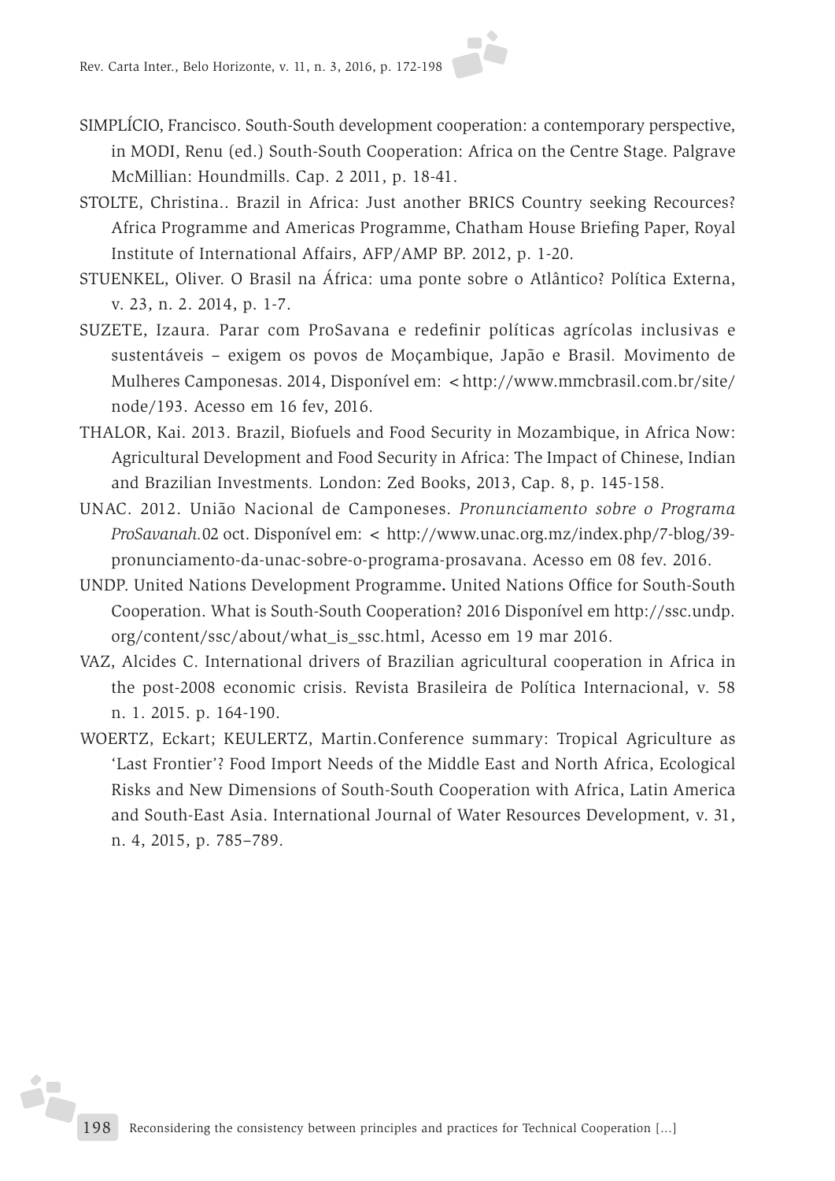SIMPLÍCIO, Francisco. South-South development cooperation: a contemporary perspective, in MODI, Renu (ed.) South-South Cooperation: Africa on the Centre Stage. Palgrave McMillian: Houndmills. Cap. 2 2011, p. 18-41.

STOLTE, Christina.. Brazil in Africa: Just another BRICS Country seeking Recources? Africa Programme and Americas Programme, Chatham House Briefing Paper, Royal Institute of International Affairs, AFP/AMP BP. 2012, p. 1-20.

STUENKEL, Oliver. O Brasil na África: uma ponte sobre o Atlântico? Política Externa, v. 23, n. 2. 2014, p. 1-7.

SUZETE, Izaura. Parar com ProSavana e redefinir políticas agrícolas inclusivas e sustentáveis – exigem os povos de Moçambique, Japão e Brasil. Movimento de Mulheres Camponesas. 2014, Disponível em: <http://www.mmcbrasil.com.br/site/node/193. Acesso em 16 fev, 2016.

THALOR, Kai. 2013. Brazil, Biofuels and Food Security in Mozambique, in Africa Now: Agricultural Development and Food Security in Africa: The Impact of Chinese, Indian and Brazilian Investments. London: Zed Books, 2013, Cap. 8, p. 145-158.

UNAC. 2012. União Nacional de Camponeses. *Pronunciamento sobre o Programa ProSavanah.* 02 oct. Disponível em: < http://www.unac.org.mz/index.php/7-blog/39-pronunciamento-da-unac-sobre-o-programa-prosavana. Acesso em 08 fev. 2016.

UNDP. United Nations Development Programme**.** United Nations Office for South-South Cooperation. What is South-South Cooperation? 2016 Disponível em http://ssc.undp.org/content/ssc/about/what_is_ssc.html, Acesso em 19 mar 2016.

VAZ, Alcides C. International drivers of Brazilian agricultural cooperation in Africa in the post-2008 economic crisis. Revista Brasileira de Política Internacional, v. 58 n. 1. 2015. p. 164-190.

WOERTZ, Eckart; KEULERTZ, Martin.Conference summary: Tropical Agriculture as 'Last Frontier'? Food Import Needs of the Middle East and North Africa, Ecological Risks and New Dimensions of South-South Cooperation with Africa, Latin America and South-East Asia. International Journal of Water Resources Development, v. 31, n. 4, 2015, p. 785–789.